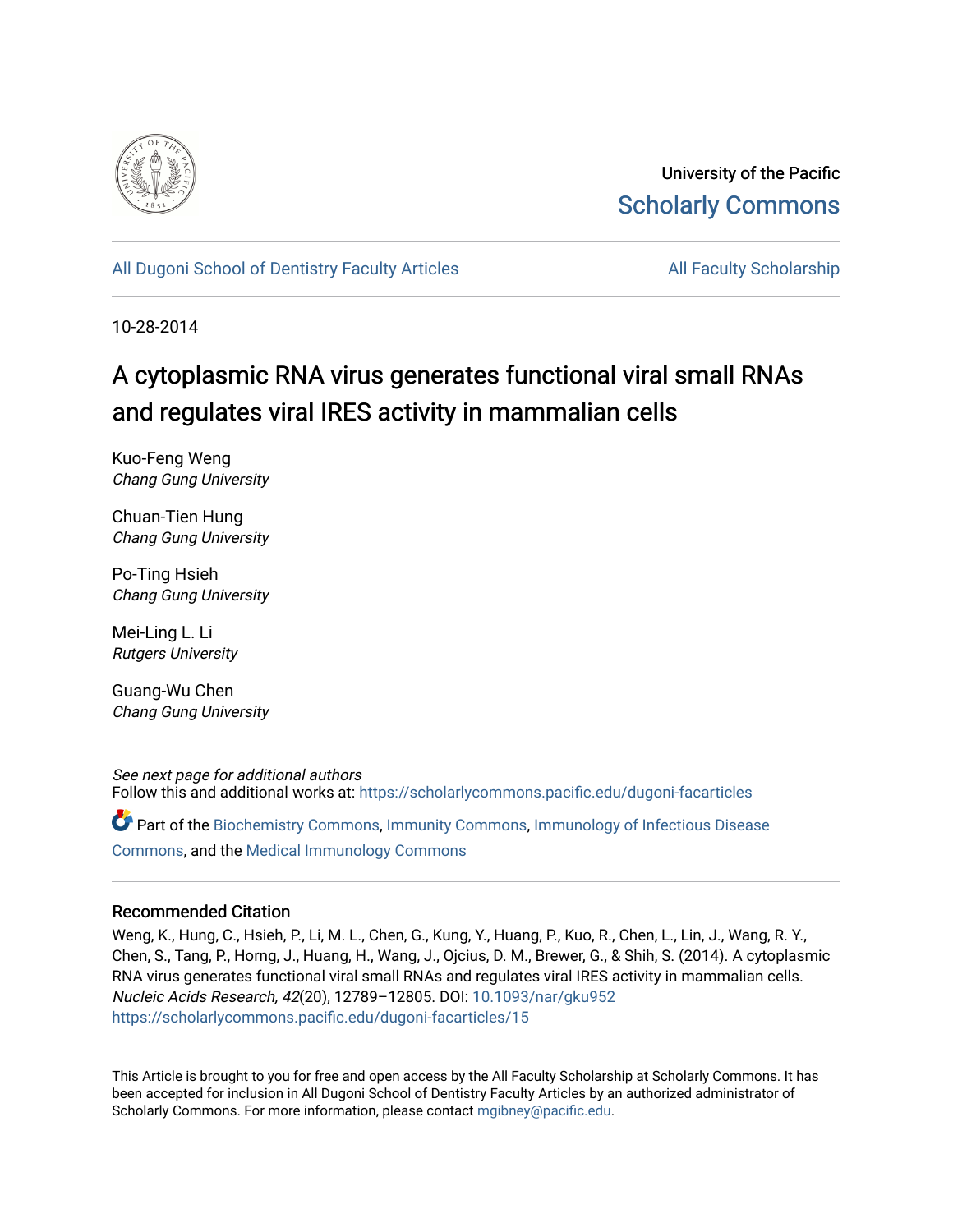University of the Pacific

Scholarly Commons

All Dugoni School of Dentistry Faculty Articles | All Faculty Scholarship

10-28-2014

# A cytoplasmic RNA virus generates functional viral small RNAs and regulates viral IRES activity in mammalian cells

Kuo-Feng Weng
*Chang Gung University*

Chuan-Tien Hung
*Chang Gung University*

Po-Ting Hsieh
*Chang Gung University*

Mei-Ling L. Li
*Rutgers University*

Guang-Wu Chen
*Chang Gung University*

*See next page for additional authors*

Follow this and additional works at: https://scholarlycommons.pacific.edu/dugoni-facarticles

Part of the Biochemistry Commons, Immunity Commons, Immunology of Infectious Disease Commons, and the Medical Immunology Commons

## Recommended Citation

Weng, K., Hung, C., Hsieh, P., Li, M. L., Chen, G., Kung, Y., Huang, P., Kuo, R., Chen, L., Lin, J., Wang, R. Y., Chen, S., Tang, P., Horng, J., Huang, H., Wang, J., Ojcius, D. M., Brewer, G., & Shih, S. (2014). A cytoplasmic RNA virus generates functional viral small RNAs and regulates viral IRES activity in mammalian cells. *Nucleic Acids Research, 42*(20), 12789–12805. DOI: 10.1093/nar/gku952
https://scholarlycommons.pacific.edu/dugoni-facarticles/15

This Article is brought to you for free and open access by the All Faculty Scholarship at Scholarly Commons. It has been accepted for inclusion in All Dugoni School of Dentistry Faculty Articles by an authorized administrator of Scholarly Commons. For more information, please contact mgibney@pacific.edu.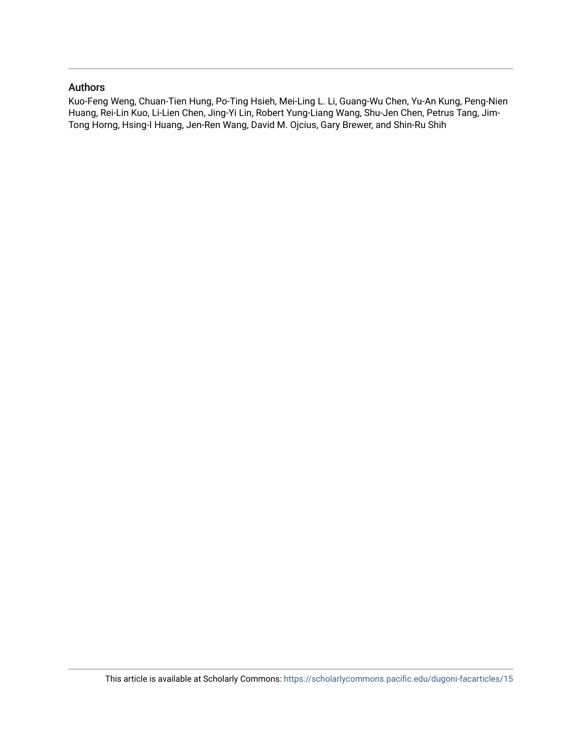## Authors

Kuo-Feng Weng, Chuan-Tien Hung, Po-Ting Hsieh, Mei-Ling L. Li, Guang-Wu Chen, Yu-An Kung, Peng-Nien Huang, Rei-Lin Kuo, Li-Lien Chen, Jing-Yi Lin, Robert Yung-Liang Wang, Shu-Jen Chen, Petrus Tang, Jim-Tong Horng, Hsing-I Huang, Jen-Ren Wang, David M. Ojcius, Gary Brewer, and Shin-Ru Shih

This article is available at Scholarly Commons: https://scholarlycommons.pacific.edu/dugoni-facarticles/15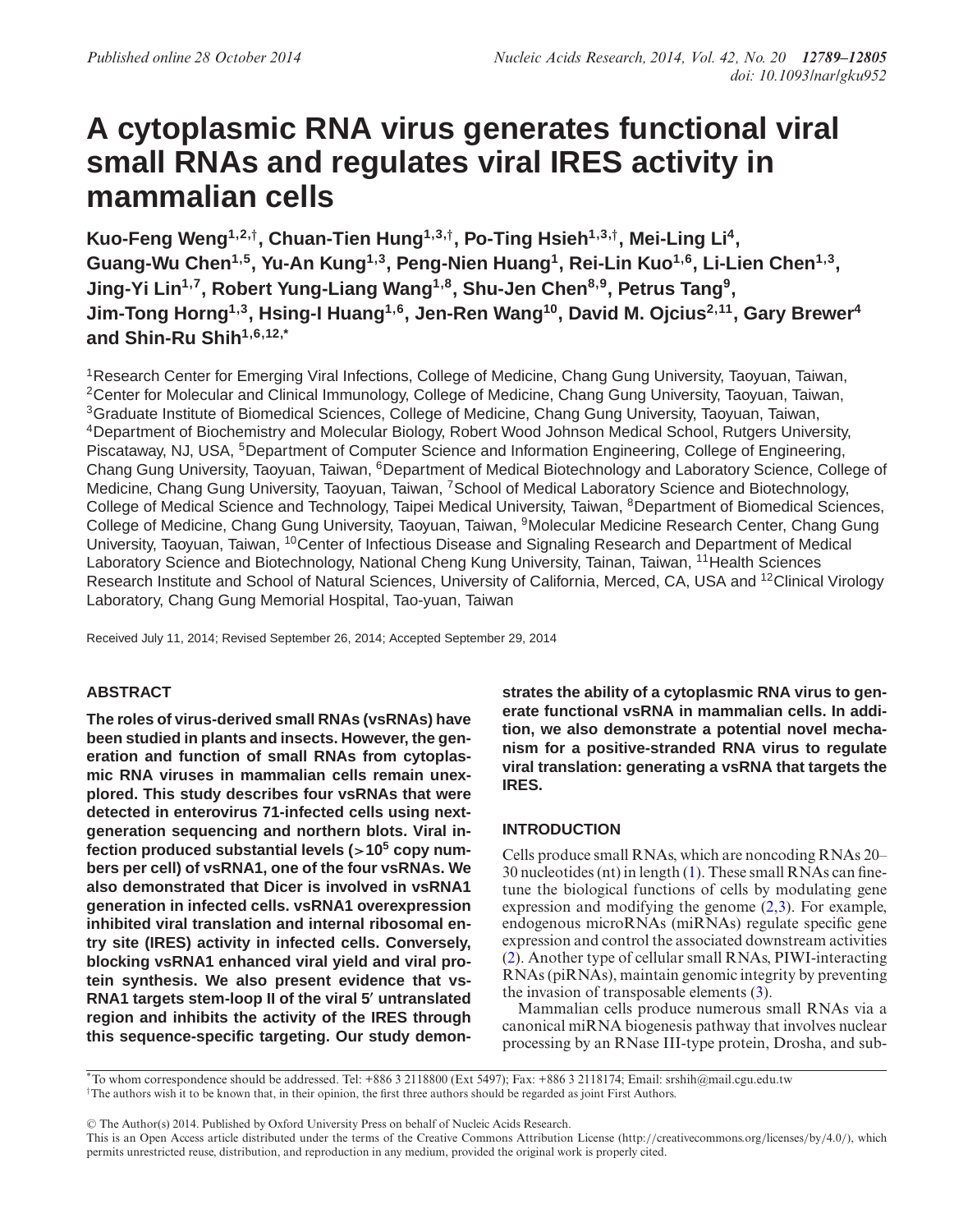# A cytoplasmic RNA virus generates functional viral small RNAs and regulates viral IRES activity in mammalian cells

**Kuo-Feng Weng[1,2,†], Chuan-Tien Hung[1,3,†], Po-Ting Hsieh[1,3,†], Mei-Ling Li[4], Guang-Wu Chen[1,5], Yu-An Kung[1,3], Peng-Nien Huang[1], Rei-Lin Kuo[1,6], Li-Lien Chen[1,3], Jing-Yi Lin[1,7], Robert Yung-Liang Wang[1,8], Shu-Jen Chen[8,9], Petrus Tang[9], Jim-Tong Horng[1,3], Hsing-I Huang[1,6], Jen-Ren Wang[10], David M. Ojcius[2,11], Gary Brewer[4] and Shin-Ru Shih[1,6,12,*]**

[1]Research Center for Emerging Viral Infections, College of Medicine, Chang Gung University, Taoyuan, Taiwan, [2]Center for Molecular and Clinical Immunology, College of Medicine, Chang Gung University, Taoyuan, Taiwan, [3]Graduate Institute of Biomedical Sciences, College of Medicine, Chang Gung University, Taoyuan, Taiwan, [4]Department of Biochemistry and Molecular Biology, Robert Wood Johnson Medical School, Rutgers University, Piscataway, NJ, USA, [5]Department of Computer Science and Information Engineering, College of Engineering, Chang Gung University, Taoyuan, Taiwan, [6]Department of Medical Biotechnology and Laboratory Science, College of Medicine, Chang Gung University, Taoyuan, Taiwan, [7]School of Medical Laboratory Science and Biotechnology, College of Medical Science and Technology, Taipei Medical University, Taiwan, [8]Department of Biomedical Sciences, College of Medicine, Chang Gung University, Taoyuan, Taiwan, [9]Molecular Medicine Research Center, Chang Gung University, Taoyuan, Taiwan, [10]Center of Infectious Disease and Signaling Research and Department of Medical Laboratory Science and Biotechnology, National Cheng Kung University, Tainan, Taiwan, [11]Health Sciences Research Institute and School of Natural Sciences, University of California, Merced, CA, USA and [12]Clinical Virology Laboratory, Chang Gung Memorial Hospital, Tao-yuan, Taiwan

Received July 11, 2014; Revised September 26, 2014; Accepted September 29, 2014

## ABSTRACT

**The roles of virus-derived small RNAs (vsRNAs) have been studied in plants and insects. However, the generation and function of small RNAs from cytoplasmic RNA viruses in mammalian cells remain unexplored. This study describes four vsRNAs that were detected in enterovirus 71-infected cells using next-generation sequencing and northern blots. Viral infection produced substantial levels (>$10^5$ copy numbers per cell) of vsRNA1, one of the four vsRNAs. We also demonstrated that Dicer is involved in vsRNA1 generation in infected cells. vsRNA1 overexpression inhibited viral translation and internal ribosomal entry site (IRES) activity in infected cells. Conversely, blocking vsRNA1 enhanced viral yield and viral protein synthesis. We also present evidence that vsRNA1 targets stem-loop II of the viral 5′ untranslated region and inhibits the activity of the IRES through this sequence-specific targeting. Our study demonstrates the ability of a cytoplasmic RNA virus to generate functional vsRNA in mammalian cells. In addition, we also demonstrate a potential novel mechanism for a positive-stranded RNA virus to regulate viral translation: generating a vsRNA that targets the IRES.**

## INTRODUCTION

Cells produce small RNAs, which are noncoding RNAs 20–30 nucleotides (nt) in length (1). These small RNAs can fine-tune the biological functions of cells by modulating gene expression and modifying the genome (2,3). For example, endogenous microRNAs (miRNAs) regulate specific gene expression and control the associated downstream activities (2). Another type of cellular small RNAs, PIWI-interacting RNAs (piRNAs), maintain genomic integrity by preventing the invasion of transposable elements (3).

Mammalian cells produce numerous small RNAs via a canonical miRNA biogenesis pathway that involves nuclear processing by an RNase III-type protein, Drosha, and sub-

*To whom correspondence should be addressed. Tel: +886 3 2118800 (Ext 5497); Fax: +886 3 2118174; Email: srshih@mail.cgu.edu.tw
†The authors wish it to be known that, in their opinion, the first three authors should be regarded as joint First Authors.

© The Author(s) 2014. Published by Oxford University Press on behalf of Nucleic Acids Research.
This is an Open Access article distributed under the terms of the Creative Commons Attribution License (http://creativecommons.org/licenses/by/4.0/), which permits unrestricted reuse, distribution, and reproduction in any medium, provided the original work is properly cited.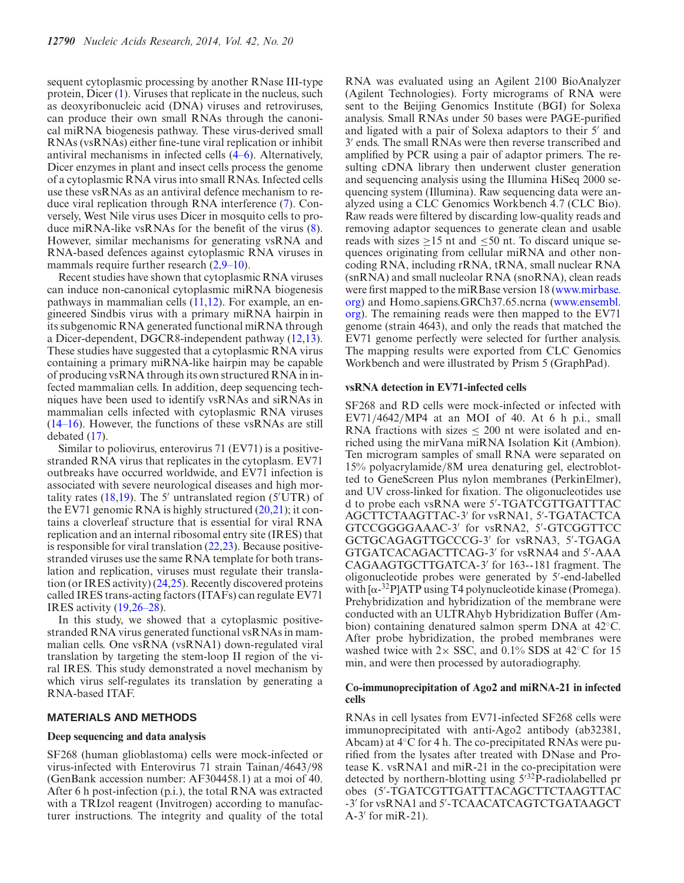sequent cytoplasmic processing by another RNase III-type protein, Dicer (1). Viruses that replicate in the nucleus, such as deoxyribonucleic acid (DNA) viruses and retroviruses, can produce their own small RNAs through the canonical miRNA biogenesis pathway. These virus-derived small RNAs (vsRNAs) either fine-tune viral replication or inhibit antiviral mechanisms in infected cells (4–6). Alternatively, Dicer enzymes in plant and insect cells process the genome of a cytoplasmic RNA virus into small RNAs. Infected cells use these vsRNAs as an antiviral defence mechanism to reduce viral replication through RNA interference (7). Conversely, West Nile virus uses Dicer in mosquito cells to produce miRNA-like vsRNAs for the benefit of the virus (8). However, similar mechanisms for generating vsRNA and RNA-based defences against cytoplasmic RNA viruses in mammals require further research (2,9–10).

Recent studies have shown that cytoplasmic RNA viruses can induce non-canonical cytoplasmic miRNA biogenesis pathways in mammalian cells (11,12). For example, an engineered Sindbis virus with a primary miRNA hairpin in its subgenomic RNA generated functional miRNA through a Dicer-dependent, DGCR8-independent pathway (12,13). These studies have suggested that a cytoplasmic RNA virus containing a primary miRNA-like hairpin may be capable of producing vsRNA through its own structured RNA in infected mammalian cells. In addition, deep sequencing techniques have been used to identify vsRNAs and siRNAs in mammalian cells infected with cytoplasmic RNA viruses (14–16). However, the functions of these vsRNAs are still debated (17).

Similar to poliovirus, enterovirus 71 (EV71) is a positive-stranded RNA virus that replicates in the cytoplasm. EV71 outbreaks have occurred worldwide, and EV71 infection is associated with severe neurological diseases and high mortality rates (18,19). The 5′ untranslated region (5′UTR) of the EV71 genomic RNA is highly structured (20,21); it contains a cloverleaf structure that is essential for viral RNA replication and an internal ribosomal entry site (IRES) that is responsible for viral translation (22,23). Because positive-stranded viruses use the same RNA template for both translation and replication, viruses must regulate their translation (or IRES activity) (24,25). Recently discovered proteins called IRES trans-acting factors (ITAFs) can regulate EV71 IRES activity (19,26–28).

In this study, we showed that a cytoplasmic positive-stranded RNA virus generated functional vsRNAs in mammalian cells. One vsRNA (vsRNA1) down-regulated viral translation by targeting the stem-loop II region of the viral IRES. This study demonstrated a novel mechanism by which virus self-regulates its translation by generating a RNA-based ITAF.

## MATERIALS AND METHODS

### Deep sequencing and data analysis

SF268 (human glioblastoma) cells were mock-infected or virus-infected with Enterovirus 71 strain Tainan/4643/98 (GenBank accession number: AF304458.1) at a moi of 40. After 6 h post-infection (p.i.), the total RNA was extracted with a TRIzol reagent (Invitrogen) according to manufacturer instructions. The integrity and quality of the total RNA was evaluated using an Agilent 2100 BioAnalyzer (Agilent Technologies). Forty micrograms of RNA were sent to the Beijing Genomics Institute (BGI) for Solexa analysis. Small RNAs under 50 bases were PAGE-purified and ligated with a pair of Solexa adaptors to their 5′ and 3′ ends. The small RNAs were then reverse transcribed and amplified by PCR using a pair of adaptor primers. The resulting cDNA library then underwent cluster generation and sequencing analysis using the Illumina HiSeq 2000 sequencing system (Illumina). Raw sequencing data were analyzed using a CLC Genomics Workbench 4.7 (CLC Bio). Raw reads were filtered by discarding low-quality reads and removing adaptor sequences to generate clean and usable reads with sizes ≥15 nt and ≤50 nt. To discard unique sequences originating from cellular miRNA and other noncoding RNA, including rRNA, tRNA, small nuclear RNA (snRNA) and small nucleolar RNA (snoRNA), clean reads were first mapped to the miRBase version 18 (www.mirbase.org) and Homo_sapiens.GRCh37.65.ncrna (www.ensembl.org). The remaining reads were then mapped to the EV71 genome (strain 4643), and only the reads that matched the EV71 genome perfectly were selected for further analysis. The mapping results were exported from CLC Genomics Workbench and were illustrated by Prism 5 (GraphPad).

### vsRNA detection in EV71-infected cells

SF268 and RD cells were mock-infected or infected with EV71/4642/MP4 at an MOI of 40. At 6 h p.i., small RNA fractions with sizes ≤ 200 nt were isolated and enriched using the mirVana miRNA Isolation Kit (Ambion). Ten microgram samples of small RNA were separated on 15% polyacrylamide/8M urea denaturing gel, electroblotted to GeneScreen Plus nylon membranes (PerkinElmer), and UV cross-linked for fixation. The oligonucleotides used to probe each vsRNA were 5′-TGATCGTTGATTTACAGCTTCTAAGTTAC-3′ for vsRNA1, 5′-TGATACTCAGTCCGGGGAAAC-3′ for vsRNA2, 5′-GTCGGTTCCGCTGCAGAGTTGCCCG-3′ for vsRNA3, 5′-TGAGAGTGATCACAGACTTCAG-3′ for vsRNA4 and 5′-AAACAGAAGTGCTTGATCA-3′ for 163--181 fragment. The oligonucleotide probes were generated by 5′-end-labelled with [α-$^{32}$P]ATP using T4 polynucleotide kinase (Promega). Prehybridization and hybridization of the membrane were conducted with an ULTRAhyb Hybridization Buffer (Ambion) containing denatured salmon sperm DNA at 42°C. After probe hybridization, the probed membranes were washed twice with 2× SSC, and 0.1% SDS at 42°C for 15 min, and were then processed by autoradiography.

### Co-immunoprecipitation of Ago2 and miRNA-21 in infected cells

RNAs in cell lysates from EV71-infected SF268 cells were immunoprecipitated with anti-Ago2 antibody (ab32381, Abcam) at 4°C for 4 h. The co-precipitated RNAs were purified from the lysates after treated with DNase and Protease K. vsRNA1 and miR-21 in the co-precipitation were detected by northern-blotting using 5′$^{32}$P-radiolabelled probes (5′-TGATCGTTGATTTACAGCTTCTAAGTTAC-3′ for vsRNA1 and 5′-TCAACATCAGTCTGATAAGCTA-3′ for miR-21).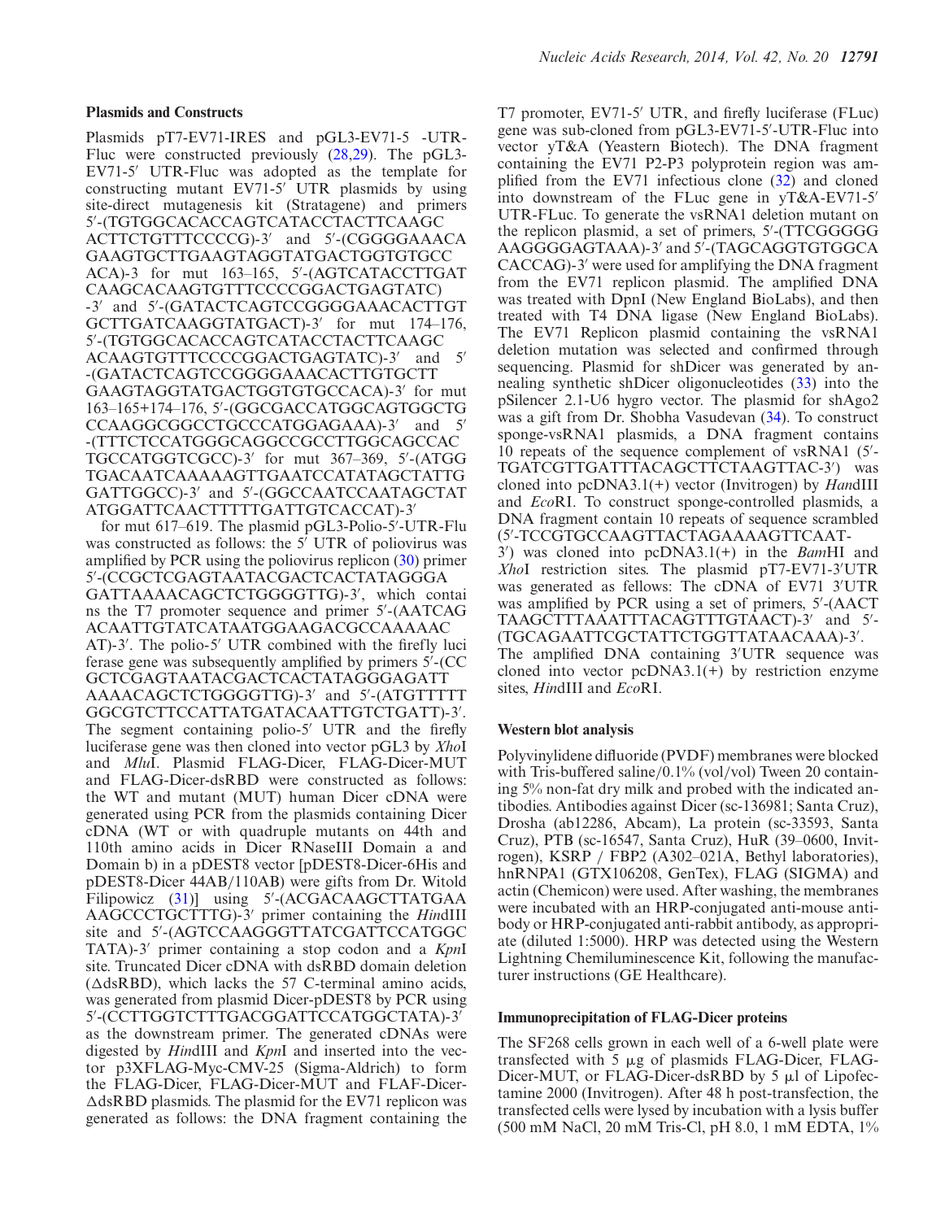### Plasmids and Constructs

Plasmids pT7-EV71-IRES and pGL3-EV71-5 -UTR-Fluc were constructed previously (28,29). The pGL3-EV71-5′ UTR-Fluc was adopted as the template for constructing mutant EV71-5′ UTR plasmids by using site-direct mutagenesis kit (Stratagene) and primers 5′-(TGTGGCACACCAGTCATACCTACTTCAAGC ACTTCTGTTTCCCCG)-3′ and 5′-(CGGGGAAACA GAAGTGCTTGAAGTAGGTATGACTGGTGTGCC ACA)-3 for mut 163–165, 5′-(AGTCATACCTTGAT CAAGCACAAGTGTTTCCCCGGACTGAGTATC) -3′ and 5′-(GATACTCAGTCCGGGGAAACACTTGT GCTTGATCAAGGTATGACT)-3′ for mut 174–176, 5′-(TGTGGCACACCAGTCATACCTACTTCAAGC ACAAGTGTTTCCCCGGACTGAGTATC)-3′ and 5′ -(GATACTCAGTCCGGGGAAACACTTGTGCTT GAAGTAGGTATGACTGGTGTGCCACA)-3′ for mut 163–165+174–176, 5′-(GGCGACCATGGCAGTGGCTG CCAAGGCGGCCTGCCCATGGAGAAA)-3′ and 5′ -(TTTCTCCATGGGCAGGCCGCCTTGGCAGCCAC TGCCATGGTCGCC)-3′ for mut 367–369, 5′-(ATGG TGACAATCAAAAAGTTGAATCCATATAGCTATTG GATTGGCC)-3′ and 5′-(GGCCAATCCAATAGCTAT ATGGATTCAACTTTTTGATTGTCACCAT)-3′ for mut 617–619. The plasmid pGL3-Polio-5′-UTR-Flu was constructed as follows: the 5′ UTR of poliovirus was amplified by PCR using the poliovirus replicon (30) primer 5′-(CCGCTCGAGTAATACGACTCACTATAGGGA GATTAAAACAGCTCTGGGGTTG)-3′, which contains the T7 promoter sequence and primer 5′-(AATCAG ACAATTGTATCATAATGGAAGACGCCAAAAAC AT)-3′. The polio-5′ UTR combined with the firefly luciferase gene was subsequently amplified by primers 5′-(CC GCTCGAGTAATACGACTCACTATAGGGAGATT AAAACAGCTCTGGGGTTG)-3′ and 5′-(ATGTTTTT GGCGTCTTCCATTATGATACAATTGTCTGATT)-3′. The segment containing polio-5′ UTR and the firefly luciferase gene was then cloned into vector pGL3 by *Xho*I and *Mlu*I. Plasmid FLAG-Dicer, FLAG-Dicer-MUT and FLAG-Dicer-dsRBD were constructed as follows: the WT and mutant (MUT) human Dicer cDNA were generated using PCR from the plasmids containing Dicer cDNA (WT or with quadruple mutants on 44th and 110th amino acids in Dicer RNaseIII Domain a and Domain b) in a pDEST8 vector [pDEST8-Dicer-6His and pDEST8-Dicer 44AB/110AB) were gifts from Dr. Witold Filipowicz (31)] using 5′-(ACGACAAGCTTATGAA AAGCCCTGCTTTG)-3′ primer containing the *Hin*dIII site and 5′-(AGTCCAAGGGTTATCGATTCCATGGC TATA)-3′ primer containing a stop codon and a *Kpn*I site. Truncated Dicer cDNA with dsRBD domain deletion (ΔdsRBD), which lacks the 57 C-terminal amino acids, was generated from plasmid Dicer-pDEST8 by PCR using 5′-(CCTTGGTCTTTGACGGATTCCATGGCTATA)-3′ as the downstream primer. The generated cDNAs were digested by *Hin*dIII and *Kpn*I and inserted into the vector p3XFLAG-Myc-CMV-25 (Sigma-Aldrich) to form the FLAG-Dicer, FLAG-Dicer-MUT and FLAF-Dicer-ΔdsRBD plasmids. The plasmid for the EV71 replicon was generated as follows: the DNA fragment containing the T7 promoter, EV71-5′ UTR, and firefly luciferase (FLuc) gene was sub-cloned from pGL3-EV71-5′-UTR-Fluc into vector yT&A (Yeastern Biotech). The DNA fragment containing the EV71 P2-P3 polyprotein region was amplified from the EV71 infectious clone (32) and cloned into downstream of the FLuc gene in yT&A-EV71-5′ UTR-FLuc. To generate the vsRNA1 deletion mutant on the replicon plasmid, a set of primers, 5′-(TTCGGGGG AAGGGGAGTAAA)-3′ and 5′-(TAGCAGGTGTGGCA CACCAG)-3′ were used for amplifying the DNA fragment from the EV71 replicon plasmid. The amplified DNA was treated with DpnI (New England BioLabs), and then treated with T4 DNA ligase (New England BioLabs). The EV71 Replicon plasmid containing the vsRNA1 deletion mutation was selected and confirmed through sequencing. Plasmid for shDicer was generated by annealing synthetic shDicer oligonucleotides (33) into the pSilencer 2.1-U6 hygro vector. The plasmid for shAgo2 was a gift from Dr. Shobha Vasudevan (34). To construct sponge-vsRNA1 plasmids, a DNA fragment contains 10 repeats of the sequence complement of vsRNA1 (5′-TGATCGTTGATTTACAGCTTCTAAGTTAC-3′) was cloned into pcDNA3.1(+) vector (Invitrogen) by *Han*dIII and *Eco*RI. To construct sponge-controlled plasmids, a DNA fragment contain 10 repeats of sequence scrambled (5′-TCCGTGCCAAGTTACTAGAAAAGTTCAAT-3′) was cloned into pcDNA3.1(+) in the *Bam*HI and *Xho*I restriction sites. The plasmid pT7-EV71-3′UTR was generated as fellows: The cDNA of EV71 3′UTR was amplified by PCR using a set of primers, 5′-(AACT TAAGCTTTAAATTTACAGTTTGTAACT)-3′ and 5′-(TGCAGAATTCGCTATTCTGGTTATAACAAA)-3′. The amplified DNA containing 3′UTR sequence was cloned into vector pcDNA3.1(+) by restriction enzyme sites, *Hin*dIII and *Eco*RI.

### Western blot analysis

Polyvinylidene difluoride (PVDF) membranes were blocked with Tris-buffered saline/0.1% (vol/vol) Tween 20 containing 5% non-fat dry milk and probed with the indicated antibodies. Antibodies against Dicer (sc-136981; Santa Cruz), Drosha (ab12286, Abcam), La protein (sc-33593, Santa Cruz), PTB (sc-16547, Santa Cruz), HuR (39–0600, Invitrogen), KSRP / FBP2 (A302–021A, Bethyl laboratories), hnRNPA1 (GTX106208, GenTex), FLAG (SIGMA) and actin (Chemicon) were used. After washing, the membranes were incubated with an HRP-conjugated anti-mouse antibody or HRP-conjugated anti-rabbit antibody, as appropriate (diluted 1:5000). HRP was detected using the Western Lightning Chemiluminescence Kit, following the manufacturer instructions (GE Healthcare).

### Immunoprecipitation of FLAG-Dicer proteins

The SF268 cells grown in each well of a 6-well plate were transfected with 5 μg of plasmids FLAG-Dicer, FLAG-Dicer-MUT, or FLAG-Dicer-dsRBD by 5 μl of Lipofectamine 2000 (Invitrogen). After 48 h post-transfection, the transfected cells were lysed by incubation with a lysis buffer (500 mM NaCl, 20 mM Tris-Cl, pH 8.0, 1 mM EDTA, 1%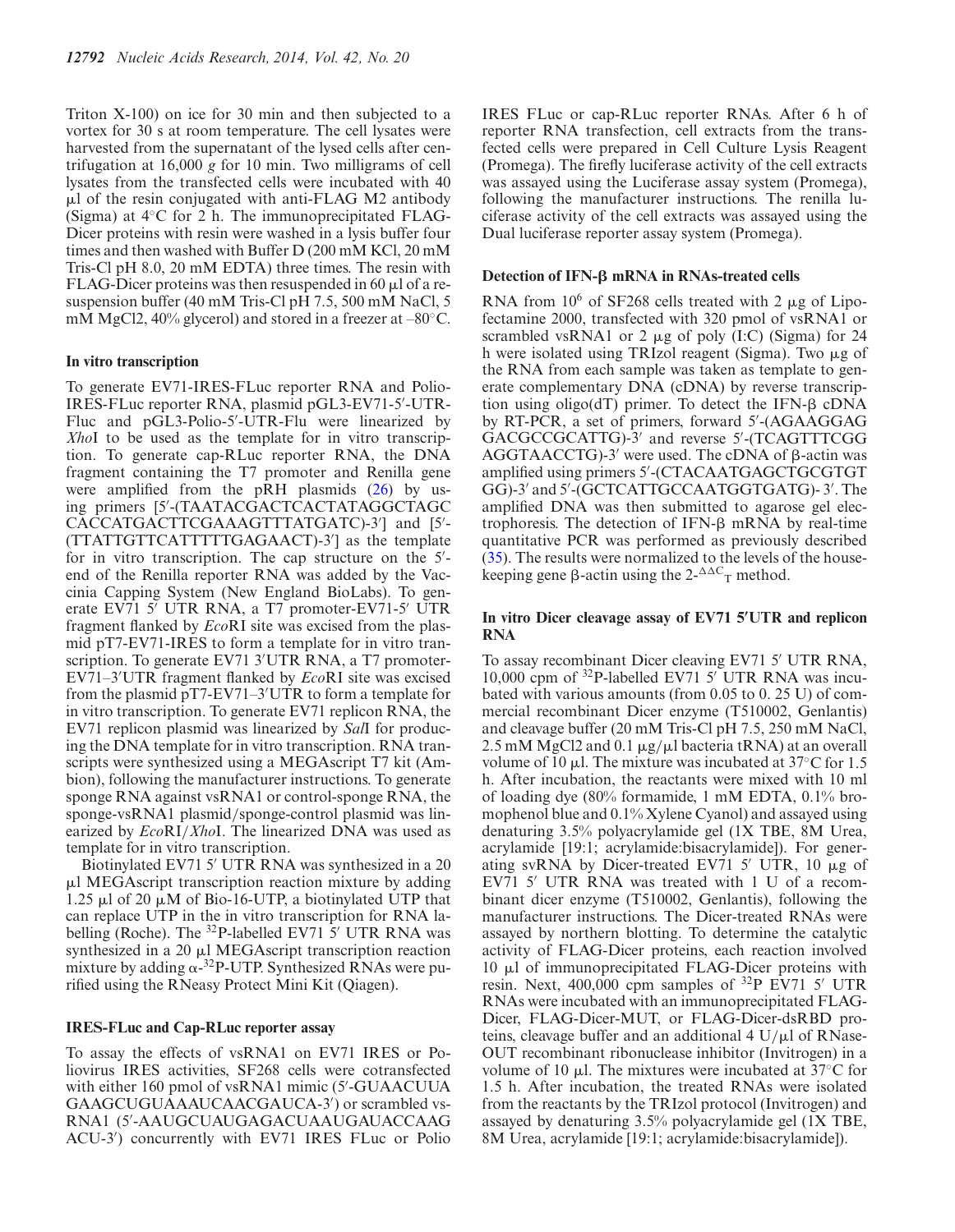Triton X-100) on ice for 30 min and then subjected to a vortex for 30 s at room temperature. The cell lysates were harvested from the supernatant of the lysed cells after centrifugation at 16,000 *g* for 10 min. Two milligrams of cell lysates from the transfected cells were incubated with 40 μl of the resin conjugated with anti-FLAG M2 antibody (Sigma) at 4°C for 2 h. The immunoprecipitated FLAG-Dicer proteins with resin were washed in a lysis buffer four times and then washed with Buffer D (200 mM KCl, 20 mM Tris-Cl pH 8.0, 20 mM EDTA) three times. The resin with FLAG-Dicer proteins was then resuspended in 60 μl of a resuspension buffer (40 mM Tris-Cl pH 7.5, 500 mM NaCl, 5 mM MgCl2, 40% glycerol) and stored in a freezer at –80°C.

### In vitro transcription

To generate EV71-IRES-FLuc reporter RNA and Polio-IRES-FLuc reporter RNA, plasmid pGL3-EV71-5′-UTR-Fluc and pGL3-Polio-5′-UTR-Flu were linearized by *Xho*I to be used as the template for in vitro transcription. To generate cap-RLuc reporter RNA, the DNA fragment containing the T7 promoter and Renilla gene were amplified from the pRH plasmids (26) by using primers [5′-(TAATACGACTCACTATAGGCTAGC CACCATGACTTCGAAAGTTTATGATC)-3′] and [5′-(TTATTGTTCATTTTTGAGAACT)-3′] as the template for in vitro transcription. The cap structure on the 5′-end of the Renilla reporter RNA was added by the Vaccinia Capping System (New England BioLabs). To generate EV71 5′ UTR RNA, a T7 promoter-EV71-5′ UTR fragment flanked by *Eco*RI site was excised from the plasmid pT7-EV71-IRES to form a template for in vitro transcription. To generate EV71 3′UTR RNA, a T7 promoter-EV71–3′UTR fragment flanked by *Eco*RI site was excised from the plasmid pT7-EV71–3′UTR to form a template for in vitro transcription. To generate EV71 replicon RNA, the EV71 replicon plasmid was linearized by *Sal*I for producing the DNA template for in vitro transcription. RNA transcripts were synthesized using a MEGAscript T7 kit (Ambion), following the manufacturer instructions. To generate sponge RNA against vsRNA1 or control-sponge RNA, the sponge-vsRNA1 plasmid/sponge-control plasmid was linearized by *Eco*RI/*Xho*I. The linearized DNA was used as template for in vitro transcription.

Biotinylated EV71 5′ UTR RNA was synthesized in a 20 μl MEGAscript transcription reaction mixture by adding 1.25 μl of 20 μM of Bio-16-UTP, a biotinylated UTP that can replace UTP in the in vitro transcription for RNA labelling (Roche). The $^{32}$P-labelled EV71 5′ UTR RNA was synthesized in a 20 μl MEGAscript transcription reaction mixture by adding α-$^{32}$P-UTP. Synthesized RNAs were purified using the RNeasy Protect Mini Kit (Qiagen).

### IRES-FLuc and Cap-RLuc reporter assay

To assay the effects of vsRNA1 on EV71 IRES or Poliovirus IRES activities, SF268 cells were cotransfected with either 160 pmol of vsRNA1 mimic (5′-GUAACUUA GAAGCUGUAAAUCAACGAUCA-3′) or scrambled vsRNA1 (5′-AAUGCUAUGAGACUAAUGAUACCAAG ACU-3′) concurrently with EV71 IRES FLuc or Polio IRES FLuc or cap-RLuc reporter RNAs. After 6 h of reporter RNA transfection, cell extracts from the transfected cells were prepared in Cell Culture Lysis Reagent (Promega). The firefly luciferase activity of the cell extracts was assayed using the Luciferase assay system (Promega), following the manufacturer instructions. The renilla luciferase activity of the cell extracts was assayed using the Dual luciferase reporter assay system (Promega).

### Detection of IFN-β mRNA in RNAs-treated cells

RNA from $10^6$ of SF268 cells treated with 2 μg of Lipofectamine 2000, transfected with 320 pmol of vsRNA1 or scrambled vsRNA1 or 2 μg of poly (I:C) (Sigma) for 24 h were isolated using TRIzol reagent (Sigma). Two μg of the RNA from each sample was taken as template to generate complementary DNA (cDNA) by reverse transcription using oligo(dT) primer. To detect the IFN-β cDNA by RT-PCR, a set of primers, forward 5′-(AGAAGGAG GACGCCGCATTG)-3′ and reverse 5′-(TCAGTTTCGG AGGTAACCTG)-3′ were used. The cDNA of β-actin was amplified using primers 5′-(CTACAATGAGCTGCGTGT GG)-3′ and 5′-(GCTCATTGCCAATGGTGATG)- 3′. The amplified DNA was then submitted to agarose gel electrophoresis. The detection of IFN-β mRNA by real-time quantitative PCR was performed as previously described (35). The results were normalized to the levels of the housekeeping gene β-actin using the $2^{-\Delta\Delta C_T}$ method.

### In vitro Dicer cleavage assay of EV71 5′UTR and replicon RNA

To assay recombinant Dicer cleaving EV71 5′ UTR RNA, 10,000 cpm of $^{32}$P-labelled EV71 5′ UTR RNA was incubated with various amounts (from 0.05 to 0. 25 U) of commercial recombinant Dicer enzyme (T510002, Genlantis) and cleavage buffer (20 mM Tris-Cl pH 7.5, 250 mM NaCl, 2.5 mM MgCl2 and 0.1 μg/μl bacteria tRNA) at an overall volume of 10 μl. The mixture was incubated at 37°C for 1.5 h. After incubation, the reactants were mixed with 10 ml of loading dye (80% formamide, 1 mM EDTA, 0.1% bromophenol blue and 0.1% Xylene Cyanol) and assayed using denaturing 3.5% polyacrylamide gel (1X TBE, 8M Urea, acrylamide [19:1; acrylamide:bisacrylamide]). For generating svRNA by Dicer-treated EV71 5′ UTR, 10 μg of EV71 5′ UTR RNA was treated with 1 U of a recombinant dicer enzyme (T510002, Genlantis), following the manufacturer instructions. The Dicer-treated RNAs were assayed by northern blotting. To determine the catalytic activity of FLAG-Dicer proteins, each reaction involved 10 μl of immunoprecipitated FLAG-Dicer proteins with resin. Next, 400,000 cpm samples of $^{32}$P EV71 5′ UTR RNAs were incubated with an immunoprecipitated FLAG-Dicer, FLAG-Dicer-MUT, or FLAG-Dicer-dsRBD proteins, cleavage buffer and an additional 4 U/μl of RNaseOUT recombinant ribonuclease inhibitor (Invitrogen) in a volume of 10 μl. The mixtures were incubated at 37°C for 1.5 h. After incubation, the treated RNAs were isolated from the reactants by the TRIzol protocol (Invitrogen) and assayed by denaturing 3.5% polyacrylamide gel (1X TBE, 8M Urea, acrylamide [19:1; acrylamide:bisacrylamide]).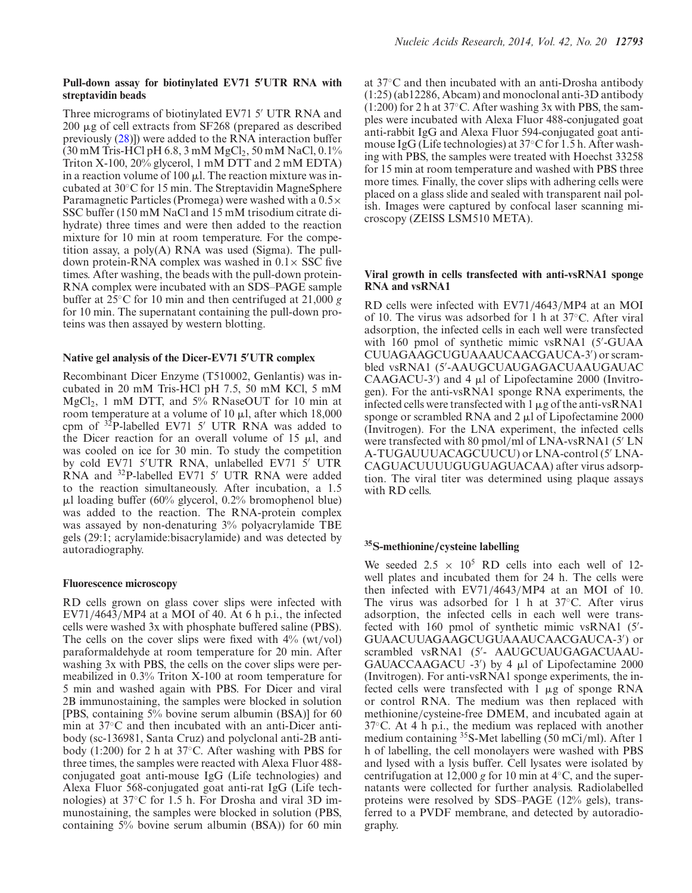### Pull-down assay for biotinylated EV71 5′UTR RNA with streptavidin beads

Three micrograms of biotinylated EV71 5′ UTR RNA and 200 μg of cell extracts from SF268 (prepared as described previously (28)]) were added to the RNA interaction buffer (30 mM Tris-HCl pH 6.8, 3 mM $MgCl_2$, 50 mM NaCl, 0.1% Triton X-100, 20% glycerol, 1 mM DTT and 2 mM EDTA) in a reaction volume of 100 μl. The reaction mixture was incubated at 30°C for 15 min. The Streptavidin MagneSphere Paramagnetic Particles (Promega) were washed with a 0.5× SSC buffer (150 mM NaCl and 15 mM trisodium citrate dihydrate) three times and were then added to the reaction mixture for 10 min at room temperature. For the competition assay, a poly(A) RNA was used (Sigma). The pull-down protein-RNA complex was washed in 0.1× SSC five times. After washing, the beads with the pull-down protein-RNA complex were incubated with an SDS–PAGE sample buffer at 25°C for 10 min and then centrifuged at 21,000 *g* for 10 min. The supernatant containing the pull-down proteins was then assayed by western blotting.

### Native gel analysis of the Dicer-EV71 5′UTR complex

Recombinant Dicer Enzyme (T510002, Genlantis) was incubated in 20 mM Tris-HCl pH 7.5, 50 mM KCl, 5 mM $MgCl_2$, 1 mM DTT, and 5% RNaseOUT for 10 min at room temperature at a volume of 10 μl, after which 18,000 cpm of $^{32}$P-labelled EV71 5′ UTR RNA was added to the Dicer reaction for an overall volume of 15 μl, and was cooled on ice for 30 min. To study the competition by cold EV71 5′UTR RNA, unlabelled EV71 5′ UTR RNA and $^{32}$P-labelled EV71 5′ UTR RNA were added to the reaction simultaneously. After incubation, a 1.5 μl loading buffer (60% glycerol, 0.2% bromophenol blue) was added to the reaction. The RNA-protein complex was assayed by non-denaturing 3% polyacrylamide TBE gels (29:1; acrylamide:bisacrylamide) and was detected by autoradiography.

### Fluorescence microscopy

RD cells grown on glass cover slips were infected with EV71/4643/MP4 at a MOI of 40. At 6 h p.i., the infected cells were washed 3x with phosphate buffered saline (PBS). The cells on the cover slips were fixed with 4% (wt/vol) paraformaldehyde at room temperature for 20 min. After washing 3x with PBS, the cells on the cover slips were permeabilized in 0.3% Triton X-100 at room temperature for 5 min and washed again with PBS. For Dicer and viral 2B immunostaining, the samples were blocked in solution [PBS, containing 5% bovine serum albumin (BSA)] for 60 min at 37°C and then incubated with an anti-Dicer antibody (sc-136981, Santa Cruz) and polyclonal anti-2B antibody (1:200) for 2 h at 37°C. After washing with PBS for three times, the samples were reacted with Alexa Fluor 488-conjugated goat anti-mouse IgG (Life technologies) and Alexa Fluor 568-conjugated goat anti-rat IgG (Life technologies) at 37°C for 1.5 h. For Drosha and viral 3D immunostaining, the samples were blocked in solution (PBS, containing 5% bovine serum albumin (BSA)) for 60 min at 37°C and then incubated with an anti-Drosha antibody (1:25) (ab12286, Abcam) and monoclonal anti-3D antibody (1:200) for 2 h at 37°C. After washing 3x with PBS, the samples were incubated with Alexa Fluor 488-conjugated goat anti-rabbit IgG and Alexa Fluor 594-conjugated goat anti-mouse IgG (Life technologies) at 37°C for 1.5 h. After washing with PBS, the samples were treated with Hoechst 33258 for 15 min at room temperature and washed with PBS three more times. Finally, the cover slips with adhering cells were placed on a glass slide and sealed with transparent nail polish. Images were captured by confocal laser scanning microscopy (ZEISS LSM510 META).

### Viral growth in cells transfected with anti-vsRNA1 sponge RNA and vsRNA1

RD cells were infected with EV71/4643/MP4 at an MOI of 10. The virus was adsorbed for 1 h at 37°C. After viral adsorption, the infected cells in each well were transfected with 160 pmol of synthetic mimic vsRNA1 (5′-GUAACUUAGAAGCUGUAAAUCAACGAUCA-3′) or scrambled vsRNA1 (5′-AAUGCUAUGAGACUAAUGAUACCAAGACU-3′) and 4 μl of Lipofectamine 2000 (Invitrogen). For the anti-vsRNA1 sponge RNA experiments, the infected cells were transfected with 1 μg of the anti-vsRNA1 sponge or scrambled RNA and 2 μl of Lipofectamine 2000 (Invitrogen). For the LNA experiment, the infected cells were transfected with 80 pmol/ml of LNA-vsRNA1 (5′ LNA-TUGAUUUACAGCUUCU) or LNA-control (5′ LNA-CAGUACUUUUGUGUAGUACAA) after virus adsorption. The viral titer was determined using plaque assays with RD cells.

### $^{35}$S-methionine/cysteine labelling

We seeded 2.5 × $10^5$ RD cells into each well of 12-well plates and incubated them for 24 h. The cells were then infected with EV71/4643/MP4 at an MOI of 10. The virus was adsorbed for 1 h at 37°C. After virus adsorption, the infected cells in each well were transfected with 160 pmol of synthetic mimic vsRNA1 (5′-GUAACUUAGAAGCUGUAAAUCAACGAUCA-3′) or scrambled vsRNA1 (5′- AAUGCUAUGAGACUAAUGAUACCAAGACU -3′) by 4 μl of Lipofectamine 2000 (Invitrogen). For anti-vsRNA1 sponge experiments, the infected cells were transfected with 1 μg of sponge RNA or control RNA. The medium was then replaced with methionine/cysteine-free DMEM, and incubated again at 37°C. At 4 h p.i., the medium was replaced with another medium containing $^{35}$S-Met labelling (50 mCi/ml). After 1 h of labelling, the cell monolayers were washed with PBS and lysed with a lysis buffer. Cell lysates were isolated by centrifugation at 12,000 *g* for 10 min at 4°C, and the supernatants were collected for further analysis. Radiolabelled proteins were resolved by SDS–PAGE (12% gels), transferred to a PVDF membrane, and detected by autoradiography.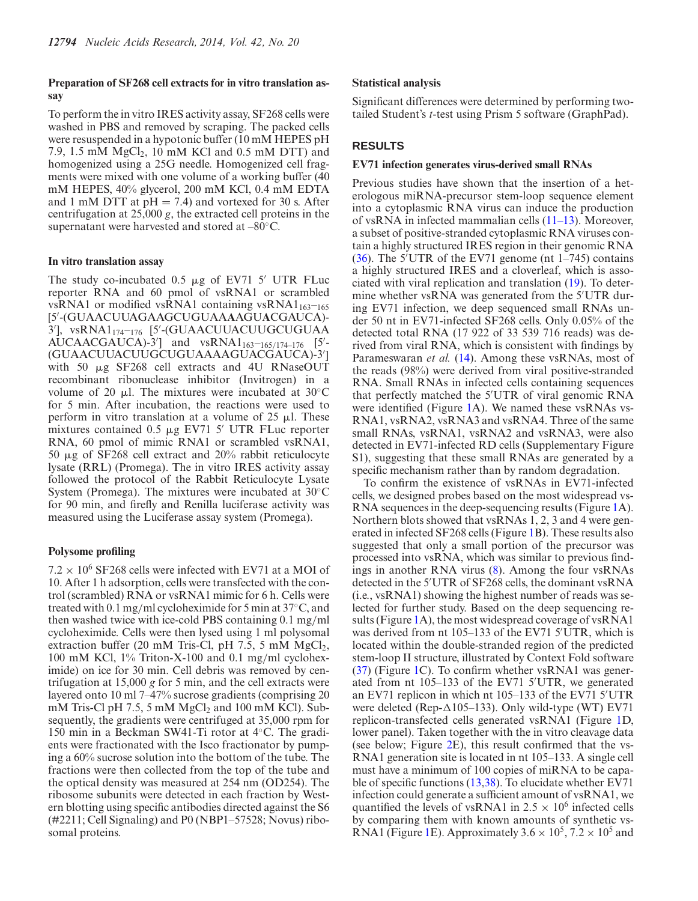### Preparation of SF268 cell extracts for in vitro translation assay

To perform the in vitro IRES activity assay, SF268 cells were washed in PBS and removed by scraping. The packed cells were resuspended in a hypotonic buffer (10 mM HEPES pH 7.9, 1.5 mM $MgCl_2$, 10 mM KCl and 0.5 mM DTT) and homogenized using a 25G needle. Homogenized cell fragments were mixed with one volume of a working buffer (40 mM HEPES, 40% glycerol, 200 mM KCl, 0.4 mM EDTA and 1 mM DTT at pH = 7.4) and vortexed for 30 s. After centrifugation at 25,000 *g*, the extracted cell proteins in the supernatant were harvested and stored at –80°C.

### In vitro translation assay

The study co-incubated 0.5 μg of EV71 5′ UTR FLuc reporter RNA and 60 pmol of vsRNA1 or scrambled vsRNA1 or modified vsRNA1 containing vsRNA1$_{163-165}$ [5′-(GUAACUUAGAAGCUGUAAAAGUACGAUCA)-3′], vsRNA1$_{174-176}$ [5′-(GUAACUUACUUGCUGUAA AUCAACGAUCA)-3′] and vsRNA1$_{163-165/174-176}$ [5′-(GUAACUUACUUGCUGUAAAAGUACGAUCA)-3′] with 50 μg SF268 cell extracts and 4U RNaseOUT recombinant ribonuclease inhibitor (Invitrogen) in a volume of 20 μl. The mixtures were incubated at 30°C for 5 min. After incubation, the reactions were used to perform in vitro translation at a volume of 25 μl. These mixtures contained 0.5 μg EV71 5′ UTR FLuc reporter RNA, 60 pmol of mimic RNA1 or scrambled vsRNA1, 50 μg of SF268 cell extract and 20% rabbit reticulocyte lysate (RRL) (Promega). The in vitro IRES activity assay followed the protocol of the Rabbit Reticulocyte Lysate System (Promega). The mixtures were incubated at 30°C for 90 min, and firefly and Renilla luciferase activity was measured using the Luciferase assay system (Promega).

### Polysome profiling

$7.2 \times 10^6$ SF268 cells were infected with EV71 at a MOI of 10. After 1 h adsorption, cells were transfected with the control (scrambled) RNA or vsRNA1 mimic for 6 h. Cells were treated with 0.1 mg/ml cycloheximide for 5 min at 37°C, and then washed twice with ice-cold PBS containing 0.1 mg/ml cycloheximide. Cells were then lysed using 1 ml polysomal extraction buffer (20 mM Tris-Cl, pH 7.5, 5 mM $MgCl_2$, 100 mM KCl, 1% Triton-X-100 and 0.1 mg/ml cycloheximide) on ice for 30 min. Cell debris was removed by centrifugation at 15,000 *g* for 5 min, and the cell extracts were layered onto 10 ml 7–47% sucrose gradients (comprising 20 mM Tris-Cl pH 7.5, 5 mM $MgCl_2$ and 100 mM KCl). Subsequently, the gradients were centrifuged at 35,000 rpm for 150 min in a Beckman SW41-Ti rotor at 4°C. The gradients were fractionated with the Isco fractionator by pumping a 60% sucrose solution into the bottom of the tube. The fractions were then collected from the top of the tube and the optical density was measured at 254 nm (OD254). The ribosome subunits were detected in each fraction by Western blotting using specific antibodies directed against the S6 (#2211; Cell Signaling) and P0 (NBP1–57528; Novus) ribosomal proteins.

### Statistical analysis

Significant differences were determined by performing two-tailed Student's *t*-test using Prism 5 software (GraphPad).

## RESULTS

### EV71 infection generates virus-derived small RNAs

Previous studies have shown that the insertion of a heterologous miRNA-precursor stem-loop sequence element into a cytoplasmic RNA virus can induce the production of vsRNA in infected mammalian cells (11–13). Moreover, a subset of positive-stranded cytoplasmic RNA viruses contain a highly structured IRES region in their genomic RNA (36). The 5′UTR of the EV71 genome (nt 1–745) contains a highly structured IRES and a cloverleaf, which is associated with viral replication and translation (19). To determine whether vsRNA was generated from the 5′UTR during EV71 infection, we deep sequenced small RNAs under 50 nt in EV71-infected SF268 cells. Only 0.05% of the detected total RNA (17 922 of 33 539 716 reads) was derived from viral RNA, which is consistent with findings by Parameswaran *et al.* (14). Among these vsRNAs, most of the reads (98%) were derived from viral positive-stranded RNA. Small RNAs in infected cells containing sequences that perfectly matched the 5′UTR of viral genomic RNA were identified (Figure 1A). We named these vsRNAs vsRNA1, vsRNA2, vsRNA3 and vsRNA4. Three of the same small RNAs, vsRNA1, vsRNA2 and vsRNA3, were also detected in EV71-infected RD cells (Supplementary Figure S1), suggesting that these small RNAs are generated by a specific mechanism rather than by random degradation.

To confirm the existence of vsRNAs in EV71-infected cells, we designed probes based on the most widespread vsRNA sequences in the deep-sequencing results (Figure 1A). Northern blots showed that vsRNAs 1, 2, 3 and 4 were generated in infected SF268 cells (Figure 1B). These results also suggested that only a small portion of the precursor was processed into vsRNA, which was similar to previous findings in another RNA virus (8). Among the four vsRNAs detected in the 5′UTR of SF268 cells, the dominant vsRNA (i.e., vsRNA1) showing the highest number of reads was selected for further study. Based on the deep sequencing results (Figure 1A), the most widespread coverage of vsRNA1 was derived from nt 105–133 of the EV71 5′UTR, which is located within the double-stranded region of the predicted stem-loop II structure, illustrated by Context Fold software (37) (Figure 1C). To confirm whether vsRNA1 was generated from nt 105–133 of the EV71 5′UTR, we generated an EV71 replicon in which nt 105–133 of the EV71 5′UTR were deleted (Rep-Δ105–133). Only wild-type (WT) EV71 replicon-transfected cells generated vsRNA1 (Figure 1D, lower panel). Taken together with the in vitro cleavage data (see below; Figure 2E), this result confirmed that the vsRNA1 generation site is located in nt 105–133. A single cell must have a minimum of 100 copies of miRNA to be capable of specific functions (13,38). To elucidate whether EV71 infection could generate a sufficient amount of vsRNA1, we quantified the levels of vsRNA1 in $2.5 \times 10^6$ infected cells by comparing them with known amounts of synthetic vsRNA1 (Figure 1E). Approximately $3.6 \times 10^5$, $7.2 \times 10^5$ and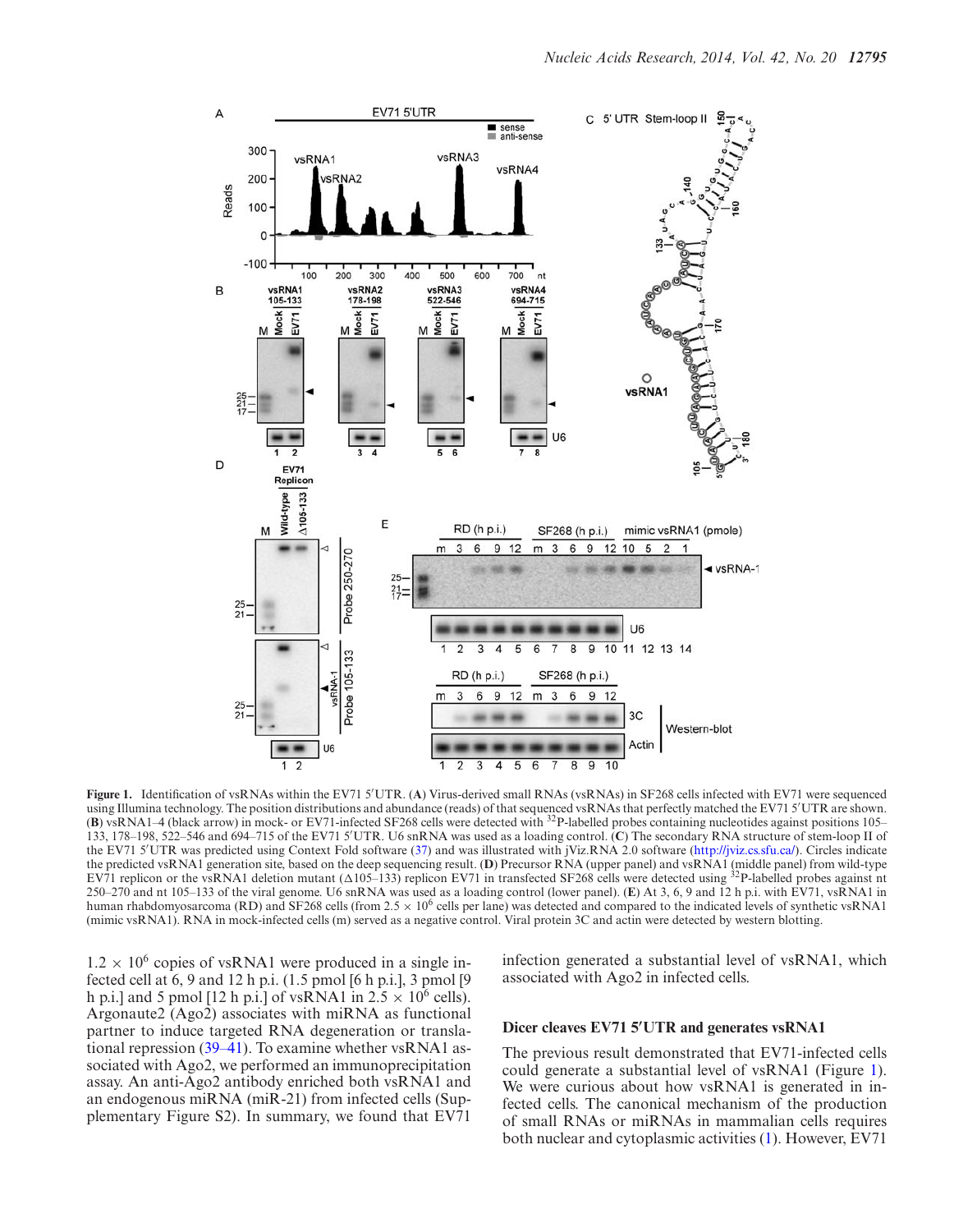**Figure 1.** Identification of vsRNAs within the EV71 5′UTR. (**A**) Virus-derived small RNAs (vsRNAs) in SF268 cells infected with EV71 were sequenced using Illumina technology. The position distributions and abundance (reads) of that sequenced vsRNAs that perfectly matched the EV71 5′UTR are shown. (**B**) vsRNA1–4 (black arrow) in mock- or EV71-infected SF268 cells were detected with $^{32}$P-labelled probes containing nucleotides against positions 105–133, 178–198, 522–546 and 694–715 of the EV71 5′UTR. U6 snRNA was used as a loading control. (**C**) The secondary RNA structure of stem-loop II of the EV71 5′UTR was predicted using Context Fold software (37) and was illustrated with jViz.RNA 2.0 software (http://jviz.cs.sfu.ca/). Circles indicate the predicted vsRNA1 generation site, based on the deep sequencing result. (**D**) Precursor RNA (upper panel) and vsRNA1 (middle panel) from wild-type EV71 replicon or the vsRNA1 deletion mutant (Δ105–133) replicon EV71 in transfected SF268 cells were detected using $^{32}$P-labelled probes against nt 250–270 and nt 105–133 of the viral genome. U6 snRNA was used as a loading control (lower panel). (**E**) At 3, 6, 9 and 12 h p.i. with EV71, vsRNA1 in human rhabdomyosarcoma (RD) and SF268 cells (from $2.5 \times 10^6$ cells per lane) was detected and compared to the indicated levels of synthetic vsRNA1 (mimic vsRNA1). RNA in mock-infected cells (m) served as a negative control. Viral protein 3C and actin were detected by western blotting.

$1.2 \times 10^6$ copies of vsRNA1 were produced in a single infected cell at 6, 9 and 12 h p.i. (1.5 pmol [6 h p.i.], 3 pmol [9 h p.i.] and 5 pmol [12 h p.i.] of vsRNA1 in $2.5 \times 10^6$ cells). Argonaute2 (Ago2) associates with miRNA as functional partner to induce targeted RNA degeneration or translational repression (39–41). To examine whether vsRNA1 associated with Ago2, we performed an immunoprecipitation assay. An anti-Ago2 antibody enriched both vsRNA1 and an endogenous miRNA (miR-21) from infected cells (Supplementary Figure S2). In summary, we found that EV71 infection generated a substantial level of vsRNA1, which associated with Ago2 in infected cells.

## Dicer cleaves EV71 5′UTR and generates vsRNA1

The previous result demonstrated that EV71-infected cells could generate a substantial level of vsRNA1 (Figure 1). We were curious about how vsRNA1 is generated in infected cells. The canonical mechanism of the production of small RNAs or miRNAs in mammalian cells requires both nuclear and cytoplasmic activities (1). However, EV71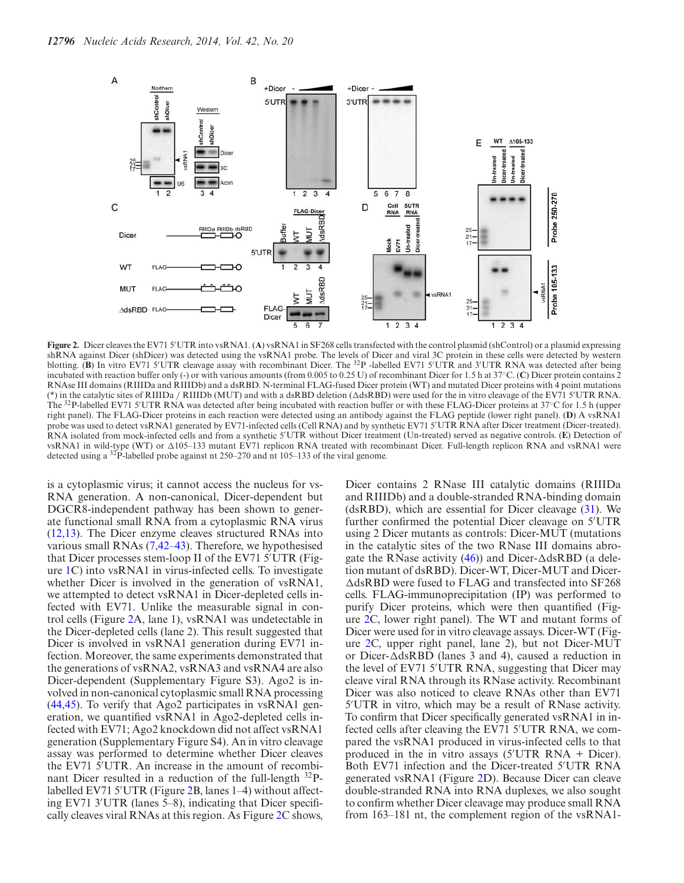**Figure 2.** Dicer cleaves the EV71 5′UTR into vsRNA1. (**A**) vsRNA1 in SF268 cells transfected with the control plasmid (shControl) or a plasmid expressing shRNA against Dicer (shDicer) was detected using the vsRNA1 probe. The levels of Dicer and viral 3C protein in these cells were detected by western blotting. (**B**) In vitro EV71 5′UTR cleavage assay with recombinant Dicer. The $^{32}$P -labelled EV71 5′UTR and 3′UTR RNA was detected after being incubated with reaction buffer only (-) or with various amounts (from 0.005 to 0.25 U) of recombinant Dicer for 1.5 h at 37°C. (**C**) Dicer protein contains 2 RNAse III domains (RIIIDa and RIIIDb) and a dsRBD. N-terminal FLAG-fused Dicer protein (WT) and mutated Dicer proteins with 4 point mutations (*) in the catalytic sites of RIIIDa / RIIIDb (MUT) and with a dsRBD deletion (ΔdsRBD) were used for the in vitro cleavage of the EV71 5′UTR RNA. The $^{32}$P-labelled EV71 5′UTR RNA was detected after being incubated with reaction buffer or with these FLAG-Dicer proteins at 37°C for 1.5 h (upper right panel). The FLAG-Dicer proteins in each reaction were detected using an antibody against the FLAG peptide (lower right panel). (**D**) A vsRNA1 probe was used to detect vsRNA1 generated by EV71-infected cells (Cell RNA) and by synthetic EV71 5′UTR RNA after Dicer treatment (Dicer-treated). RNA isolated from mock-infected cells and from a synthetic 5′UTR without Dicer treatment (Un-treated) served as negative controls. (**E**) Detection of vsRNA1 in wild-type (WT) or Δ105–133 mutant EV71 replicon RNA treated with recombinant Dicer. Full-length replicon RNA and vsRNA1 were detected using a $^{32}$P-labelled probe against nt 250–270 and nt 105–133 of the viral genome.

is a cytoplasmic virus; it cannot access the nucleus for vsRNA generation. A non-canonical, Dicer-dependent but DGCR8-independent pathway has been shown to generate functional small RNA from a cytoplasmic RNA virus (12,13). The Dicer enzyme cleaves structured RNAs into various small RNAs (7,42–43). Therefore, we hypothesised that Dicer processes stem-loop II of the EV71 5′UTR (Figure 1C) into vsRNA1 in virus-infected cells. To investigate whether Dicer is involved in the generation of vsRNA1, we attempted to detect vsRNA1 in Dicer-depleted cells infected with EV71. Unlike the measurable signal in control cells (Figure 2A, lane 1), vsRNA1 was undetectable in the Dicer-depleted cells (lane 2). This result suggested that Dicer is involved in vsRNA1 generation during EV71 infection. Moreover, the same experiments demonstrated that the generations of vsRNA2, vsRNA3 and vsRNA4 are also Dicer-dependent (Supplementary Figure S3). Ago2 is involved in non-canonical cytoplasmic small RNA processing (44,45). To verify that Ago2 participates in vsRNA1 generation, we quantified vsRNA1 in Ago2-depleted cells infected with EV71; Ago2 knockdown did not affect vsRNA1 generation (Supplementary Figure S4). An in vitro cleavage assay was performed to determine whether Dicer cleaves the EV71 5′UTR. An increase in the amount of recombinant Dicer resulted in a reduction of the full-length $^{32}$P-labelled EV71 5′UTR (Figure 2B, lanes 1–4) without affecting EV71 3′UTR (lanes 5–8), indicating that Dicer specifically cleaves viral RNAs at this region. As Figure 2C shows, Dicer contains 2 RNase III catalytic domains (RIIIDa and RIIIDb) and a double-stranded RNA-binding domain (dsRBD), which are essential for Dicer cleavage (31). We further confirmed the potential Dicer cleavage on 5′UTR using 2 Dicer mutants as controls: Dicer-MUT (mutations in the catalytic sites of the two RNase III domains abrogate the RNase activity (46)) and Dicer-ΔdsRBD (a deletion mutant of dsRBD). Dicer-WT, Dicer-MUT and Dicer-ΔdsRBD were fused to FLAG and transfected into SF268 cells. FLAG-immunoprecipitation (IP) was performed to purify Dicer proteins, which were then quantified (Figure 2C, lower right panel). The WT and mutant forms of Dicer were used for in vitro cleavage assays. Dicer-WT (Figure 2C, upper right panel, lane 2), but not Dicer-MUT or Dicer-ΔdsRBD (lanes 3 and 4), caused a reduction in the level of EV71 5′UTR RNA, suggesting that Dicer may cleave viral RNA through its RNase activity. Recombinant Dicer was also noticed to cleave RNAs other than EV71 5′UTR in vitro, which may be a result of RNase activity. To confirm that Dicer specifically generated vsRNA1 in infected cells after cleaving the EV71 5′UTR RNA, we compared the vsRNA1 produced in virus-infected cells to that produced in the in vitro assays (5′UTR RNA + Dicer). Both EV71 infection and the Dicer-treated 5′UTR RNA generated vsRNA1 (Figure 2D). Because Dicer can cleave double-stranded RNA into RNA duplexes, we also sought to confirm whether Dicer cleavage may produce small RNA from 163–181 nt, the complement region of the vsRNA1-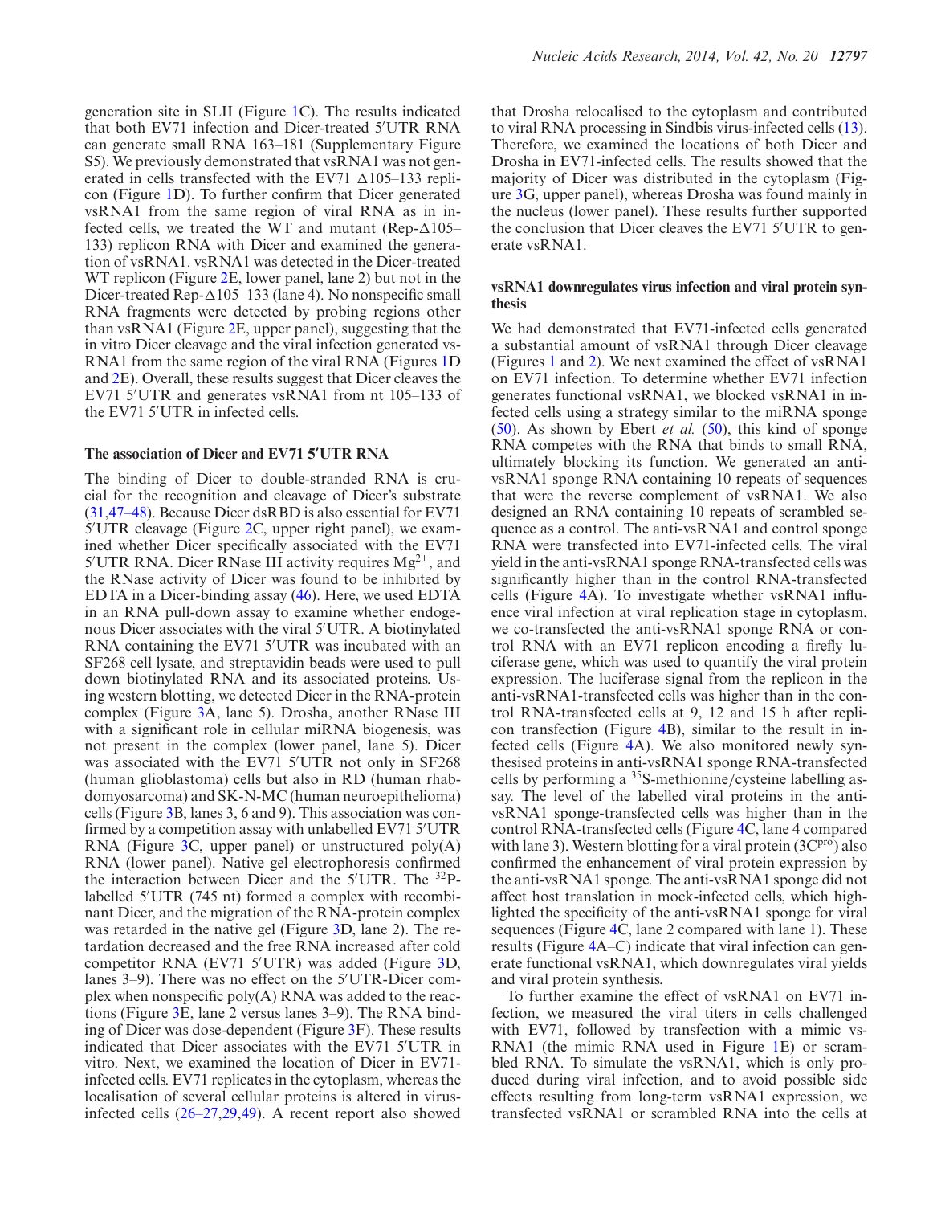generation site in SLII (Figure 1C). The results indicated that both EV71 infection and Dicer-treated 5′UTR RNA can generate small RNA 163–181 (Supplementary Figure S5). We previously demonstrated that vsRNA1 was not generated in cells transfected with the EV71 Δ105–133 replicon (Figure 1D). To further confirm that Dicer generated vsRNA1 from the same region of viral RNA as in infected cells, we treated the WT and mutant (Rep-Δ105–133) replicon RNA with Dicer and examined the generation of vsRNA1. vsRNA1 was detected in the Dicer-treated WT replicon (Figure 2E, lower panel, lane 2) but not in the Dicer-treated Rep-Δ105–133 (lane 4). No nonspecific small RNA fragments were detected by probing regions other than vsRNA1 (Figure 2E, upper panel), suggesting that the in vitro Dicer cleavage and the viral infection generated vsRNA1 from the same region of the viral RNA (Figures 1D and 2E). Overall, these results suggest that Dicer cleaves the EV71 5′UTR and generates vsRNA1 from nt 105–133 of the EV71 5′UTR in infected cells.

### The association of Dicer and EV71 5′UTR RNA

The binding of Dicer to double-stranded RNA is crucial for the recognition and cleavage of Dicer's substrate (31,47–48). Because Dicer dsRBD is also essential for EV71 5′UTR cleavage (Figure 2C, upper right panel), we examined whether Dicer specifically associated with the EV71 5′UTR RNA. Dicer RNase III activity requires $Mg^{2+}$, and the RNase activity of Dicer was found to be inhibited by EDTA in a Dicer-binding assay (46). Here, we used EDTA in an RNA pull-down assay to examine whether endogenous Dicer associates with the viral 5′UTR. A biotinylated RNA containing the EV71 5′UTR was incubated with an SF268 cell lysate, and streptavidin beads were used to pull down biotinylated RNA and its associated proteins. Using western blotting, we detected Dicer in the RNA-protein complex (Figure 3A, lane 5). Drosha, another RNase III with a significant role in cellular miRNA biogenesis, was not present in the complex (lower panel, lane 5). Dicer was associated with the EV71 5′UTR not only in SF268 (human glioblastoma) cells but also in RD (human rhabdomyosarcoma) and SK-N-MC (human neuroepithelioma) cells (Figure 3B, lanes 3, 6 and 9). This association was confirmed by a competition assay with unlabelled EV71 5′UTR RNA (Figure 3C, upper panel) or unstructured poly(A) RNA (lower panel). Native gel electrophoresis confirmed the interaction between Dicer and the 5′UTR. The $^{32}$P-labelled 5′UTR (745 nt) formed a complex with recombinant Dicer, and the migration of the RNA-protein complex was retarded in the native gel (Figure 3D, lane 2). The retardation decreased and the free RNA increased after cold competitor RNA (EV71 5′UTR) was added (Figure 3D, lanes 3–9). There was no effect on the 5′UTR-Dicer complex when nonspecific poly(A) RNA was added to the reactions (Figure 3E, lane 2 versus lanes 3–9). The RNA binding of Dicer was dose-dependent (Figure 3F). These results indicated that Dicer associates with the EV71 5′UTR in vitro. Next, we examined the location of Dicer in EV71-infected cells. EV71 replicates in the cytoplasm, whereas the localisation of several cellular proteins is altered in virus-infected cells (26–27,29,49). A recent report also showed that Drosha relocalised to the cytoplasm and contributed to viral RNA processing in Sindbis virus-infected cells (13). Therefore, we examined the locations of both Dicer and Drosha in EV71-infected cells. The results showed that the majority of Dicer was distributed in the cytoplasm (Figure 3G, upper panel), whereas Drosha was found mainly in the nucleus (lower panel). These results further supported the conclusion that Dicer cleaves the EV71 5′UTR to generate vsRNA1.

### vsRNA1 downregulates virus infection and viral protein synthesis

We had demonstrated that EV71-infected cells generated a substantial amount of vsRNA1 through Dicer cleavage (Figures 1 and 2). We next examined the effect of vsRNA1 on EV71 infection. To determine whether EV71 infection generates functional vsRNA1, we blocked vsRNA1 in infected cells using a strategy similar to the miRNA sponge (50). As shown by Ebert *et al.* (50), this kind of sponge RNA competes with the RNA that binds to small RNA, ultimately blocking its function. We generated an anti-vsRNA1 sponge RNA containing 10 repeats of sequences that were the reverse complement of vsRNA1. We also designed an RNA containing 10 repeats of scrambled sequence as a control. The anti-vsRNA1 and control sponge RNA were transfected into EV71-infected cells. The viral yield in the anti-vsRNA1 sponge RNA-transfected cells was significantly higher than in the control RNA-transfected cells (Figure 4A). To investigate whether vsRNA1 influence viral infection at viral replication stage in cytoplasm, we co-transfected the anti-vsRNA1 sponge RNA or control RNA with an EV71 replicon encoding a firefly luciferase gene, which was used to quantify the viral protein expression. The luciferase signal from the replicon in the anti-vsRNA1-transfected cells was higher than in the control RNA-transfected cells at 9, 12 and 15 h after replicon transfection (Figure 4B), similar to the result in infected cells (Figure 4A). We also monitored newly synthesised proteins in anti-vsRNA1 sponge RNA-transfected cells by performing a $^{35}$S-methionine/cysteine labelling assay. The level of the labelled viral proteins in the anti-vsRNA1 sponge-transfected cells was higher than in the control RNA-transfected cells (Figure 4C, lane 4 compared with lane 3). Western blotting for a viral protein ($3C^{pro}$) also confirmed the enhancement of viral protein expression by the anti-vsRNA1 sponge. The anti-vsRNA1 sponge did not affect host translation in mock-infected cells, which highlighted the specificity of the anti-vsRNA1 sponge for viral sequences (Figure 4C, lane 2 compared with lane 1). These results (Figure 4A–C) indicate that viral infection can generate functional vsRNA1, which downregulates viral yields and viral protein synthesis.

To further examine the effect of vsRNA1 on EV71 infection, we measured the viral titers in cells challenged with EV71, followed by transfection with a mimic vsRNA1 (the mimic RNA used in Figure 1E) or scrambled RNA. To simulate the vsRNA1, which is only produced during viral infection, and to avoid possible side effects resulting from long-term vsRNA1 expression, we transfected vsRNA1 or scrambled RNA into the cells at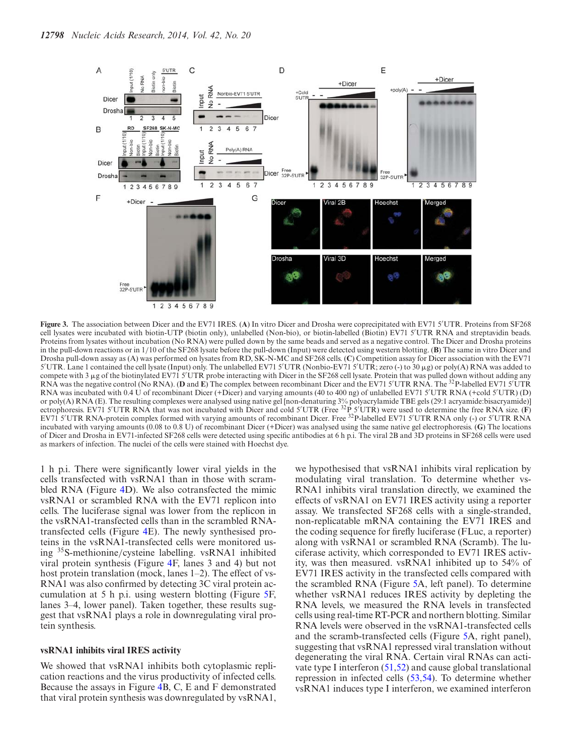**Figure 3.** The association between Dicer and the EV71 IRES. (**A**) In vitro Dicer and Drosha were coprecipitated with EV71 5′UTR. Proteins from SF268 cell lysates were incubated with biotin-UTP (biotin only), unlabelled (Non-bio), or biotin-labelled (Biotin) EV71 5′UTR RNA and streptavidin beads. Proteins from lysates without incubation (No RNA) were pulled down by the same beads and served as a negative control. The Dicer and Drosha proteins in the pull-down reactions or in 1/10 of the SF268 lysate before the pull-down (Input) were detected using western blotting. (**B**) The same in vitro Dicer and Drosha pull-down assay as (A) was performed on lysates from RD, SK-N-MC and SF268 cells. (**C**) Competition assay for Dicer association with the EV71 5′UTR. Lane 1 contained the cell lysate (Input) only. The unlabelled EV71 5′UTR (Nonbio-EV71 5′UTR; zero (-) to 30 μg) or poly(A) RNA was added to compete with 3 μg of the biotinylated EV71 5′UTR probe interacting with Dicer in the SF268 cell lysate. Protein that was pulled down without adding any RNA was the negative control (No RNA). (**D** and **E**) The complex between recombinant Dicer and the EV71 5′UTR RNA. The $^{32}$P-labelled EV71 5′UTR RNA was incubated with 0.4 U of recombinant Dicer (+Dicer) and varying amounts (40 to 400 ng) of unlabelled EV71 5′UTR RNA (+cold 5′UTR) (D) or poly(A) RNA (E). The resulting complexes were analysed using native gel [non-denaturing 3% polyacrylamide TBE gels (29:1 acryamide:bisacryamide)] ectrophoresis. EV71 5′UTR RNA that was not incubated with Dicer and cold 5′UTR (Free $^{32}$P 5′UTR) were used to determine the free RNA size. (**F**) EV71 5′UTR RNA-protein complex formed with varying amounts of recombinant Dicer. Free $^{32}$P-labelled EV71 5′UTR RNA only (-) or 5′UTR RNA incubated with varying amounts (0.08 to 0.8 U) of recombinant Dicer (+Dicer) was analysed using the same native gel electrophoresis. (**G**) The locations of Dicer and Drosha in EV71-infected SF268 cells were detected using specific antibodies at 6 h p.i. The viral 2B and 3D proteins in SF268 cells were used as markers of infection. The nuclei of the cells were stained with Hoechst dye.

1 h p.i. There were significantly lower viral yields in the cells transfected with vsRNA1 than in those with scrambled RNA (Figure 4D). We also cotransfected the mimic vsRNA1 or scrambled RNA with the EV71 replicon into cells. The luciferase signal was lower from the replicon in the vsRNA1-transfected cells than in the scrambled RNA-transfected cells (Figure 4E). The newly synthesised proteins in the vsRNA1-transfected cells were monitored using $^{35}$S-methionine/cysteine labelling. vsRNA1 inhibited viral protein synthesis (Figure 4F, lanes 3 and 4) but not host protein translation (mock, lanes 1–2). The effect of vsRNA1 was also confirmed by detecting 3C viral protein accumulation at 5 h p.i. using western blotting (Figure 5F, lanes 3–4, lower panel). Taken together, these results suggest that vsRNA1 plays a role in downregulating viral protein synthesis.

### vsRNA1 inhibits viral IRES activity

We showed that vsRNA1 inhibits both cytoplasmic replication reactions and the virus productivity of infected cells. Because the assays in Figure 4B, C, E and F demonstrated that viral protein synthesis was downregulated by vsRNA1, we hypothesised that vsRNA1 inhibits viral replication by modulating viral translation. To determine whether vsRNA1 inhibits viral translation directly, we examined the effects of vsRNA1 on EV71 IRES activity using a reporter assay. We transfected SF268 cells with a single-stranded, non-replicatable mRNA containing the EV71 IRES and the coding sequence for firefly luciferase (FLuc, a reporter) along with vsRNA1 or scrambled RNA (Scramb). The luciferase activity, which corresponded to EV71 IRES activity, was then measured. vsRNA1 inhibited up to 54% of EV71 IRES activity in the transfected cells compared with the scrambled RNA (Figure 5A, left panel). To determine whether vsRNA1 reduces IRES activity by depleting the RNA levels, we measured the RNA levels in transfected cells using real-time RT-PCR and northern blotting. Similar RNA levels were observed in the vsRNA1-transfected cells and the scramb-transfected cells (Figure 5A, right panel), suggesting that vsRNA1 repressed viral translation without degenerating the viral RNA. Certain viral RNAs can activate type I interferon (51,52) and cause global translational repression in infected cells (53,54). To determine whether vsRNA1 induces type I interferon, we examined interferon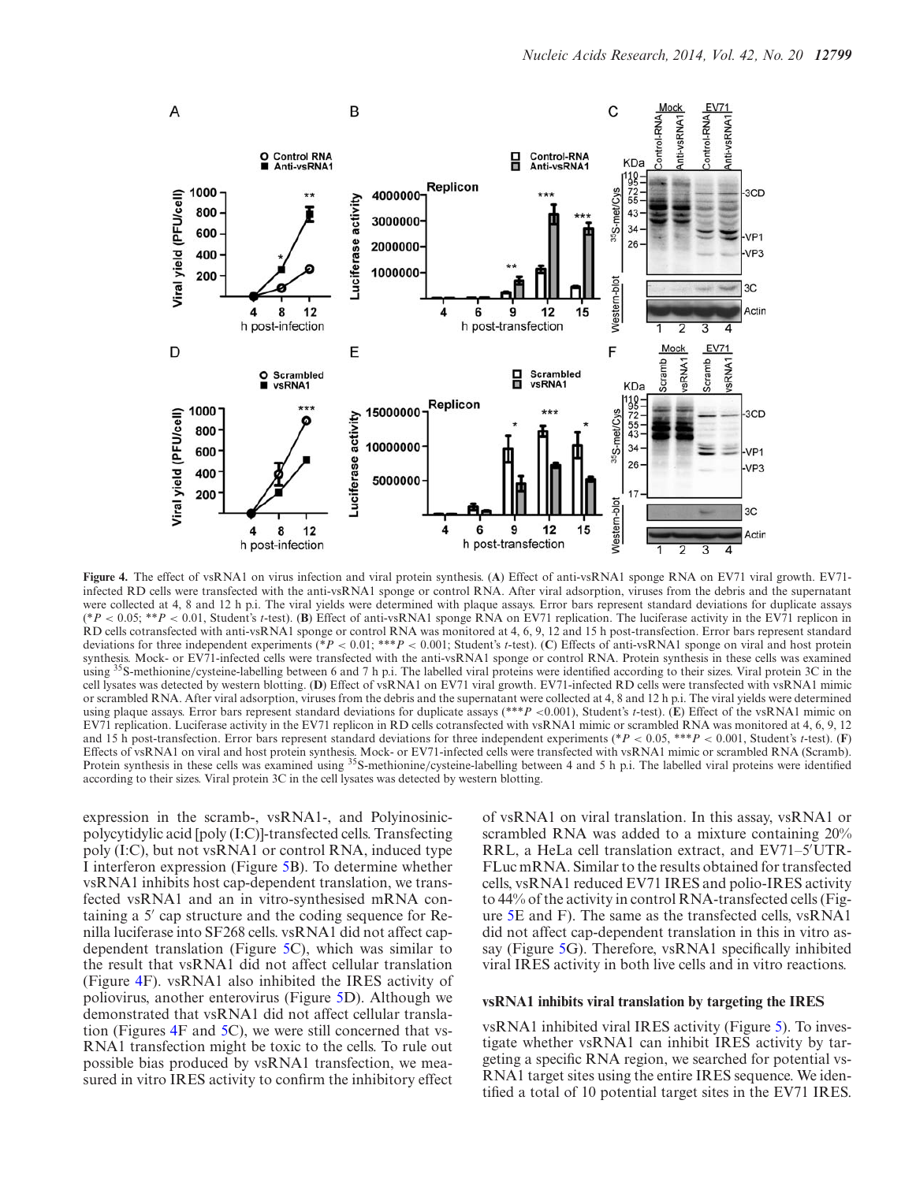**Figure 4.** The effect of vsRNA1 on virus infection and viral protein synthesis. (**A**) Effect of anti-vsRNA1 sponge RNA on EV71 viral growth. EV71-infected RD cells were transfected with the anti-vsRNA1 sponge or control RNA. After viral adsorption, viruses from the debris and the supernatant were collected at 4, 8 and 12 h p.i. The viral yields were determined with plaque assays. Error bars represent standard deviations for duplicate assays (\*$P < 0.05$; \*\*$P < 0.01$, Student's *t*-test). (**B**) Effect of anti-vsRNA1 sponge RNA on EV71 replication. The luciferase activity in the EV71 replicon in RD cells cotransfected with anti-vsRNA1 sponge or control RNA was monitored at 4, 6, 9, 12 and 15 h post-transfection. Error bars represent standard deviations for three independent experiments (\*$P < 0.01$; \*\*\*$P < 0.001$; Student's *t*-test). (**C**) Effects of anti-vsRNA1 sponge on viral and host protein synthesis. Mock- or EV71-infected cells were transfected with the anti-vsRNA1 sponge or control RNA. Protein synthesis in these cells was examined using $^{35}$S-methionine/cysteine-labelling between 6 and 7 h p.i. The labelled viral proteins were identified according to their sizes. Viral protein 3C in the cell lysates was detected by western blotting. (**D**) Effect of vsRNA1 on EV71 viral growth. EV71-infected RD cells were transfected with vsRNA1 mimic or scrambled RNA. After viral adsorption, viruses from the debris and the supernatant were collected at 4, 8 and 12 h p.i. The viral yields were determined using plaque assays. Error bars represent standard deviations for duplicate assays (\*\*\*$P$ <0.001), Student's *t*-test). (**E**) Effect of the vsRNA1 mimic on EV71 replication. Luciferase activity in the EV71 replicon in RD cells cotransfected with vsRNA1 mimic or scrambled RNA was monitored at 4, 6, 9, 12 and 15 h post-transfection. Error bars represent standard deviations for three independent experiments (\*$P < 0.05$, \*\*\*$P < 0.001$, Student's *t*-test). (**F**) Effects of vsRNA1 on viral and host protein synthesis. Mock- or EV71-infected cells were transfected with vsRNA1 mimic or scrambled RNA (Scramb). Protein synthesis in these cells was examined using $^{35}$S-methionine/cysteine-labelling between 4 and 5 h p.i. The labelled viral proteins were identified according to their sizes. Viral protein 3C in the cell lysates was detected by western blotting.

expression in the scramb-, vsRNA1-, and Polyinosinic-polycytidylic acid [poly (I:C)]-transfected cells. Transfecting poly (I:C), but not vsRNA1 or control RNA, induced type I interferon expression (Figure 5B). To determine whether vsRNA1 inhibits host cap-dependent translation, we transfected vsRNA1 and an in vitro-synthesised mRNA containing a 5′ cap structure and the coding sequence for Renilla luciferase into SF268 cells. vsRNA1 did not affect cap-dependent translation (Figure 5C), which was similar to the result that vsRNA1 did not affect cellular translation (Figure 4F). vsRNA1 also inhibited the IRES activity of poliovirus, another enterovirus (Figure 5D). Although we demonstrated that vsRNA1 did not affect cellular translation (Figures 4F and 5C), we were still concerned that vsRNA1 transfection might be toxic to the cells. To rule out possible bias produced by vsRNA1 transfection, we measured in vitro IRES activity to confirm the inhibitory effect of vsRNA1 on viral translation. In this assay, vsRNA1 or scrambled RNA was added to a mixture containing 20% RRL, a HeLa cell translation extract, and EV71–5′UTR-FLuc mRNA. Similar to the results obtained for transfected cells, vsRNA1 reduced EV71 IRES and polio-IRES activity to 44% of the activity in control RNA-transfected cells (Figure 5E and F). The same as the transfected cells, vsRNA1 did not affect cap-dependent translation in this in vitro assay (Figure 5G). Therefore, vsRNA1 specifically inhibited viral IRES activity in both live cells and in vitro reactions.

#### vsRNA1 inhibits viral translation by targeting the IRES

vsRNA1 inhibited viral IRES activity (Figure 5). To investigate whether vsRNA1 can inhibit IRES activity by targeting a specific RNA region, we searched for potential vsRNA1 target sites using the entire IRES sequence. We identified a total of 10 potential target sites in the EV71 IRES.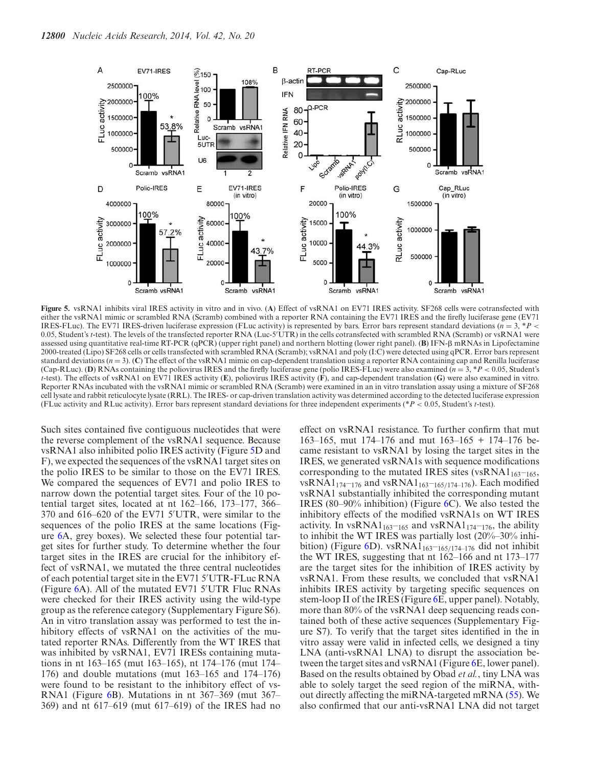**Figure 5.** vsRNA1 inhibits viral IRES activity in vitro and in vivo. (**A**) Effect of vsRNA1 on EV71 IRES activity. SF268 cells were cotransfected with either the vsRNA1 mimic or scrambled RNA (Scramb) combined with a reporter RNA containing the EV71 IRES and the firefly luciferase gene (EV71 IRES-FLuc). The EV71 IRES-driven luciferase expression (FLuc activity) is represented by bars. Error bars represent standard deviations ($n = 3$, $^*P < 0.05$, Student's $t$-test). The levels of the transfected reporter RNA (Luc-5′UTR) in the cells cotransfected with scrambled RNA (Scramb) or vsRNA1 were assessed using quantitative real-time RT-PCR (qPCR) (upper right panel) and northern blotting (lower right panel). (**B**) IFN-β mRNAs in Lipofectamine 2000-treated (Lipo) SF268 cells or cells transfected with scrambled RNA (Scramb); vsRNA1 and poly (I:C) were detected using qPCR. Error bars represent standard deviations ($n = 3$). (**C**) The effect of the vsRNA1 mimic on cap-dependent translation using a reporter RNA containing cap and Renilla luciferase (Cap-RLuc). (**D**) RNAs containing the poliovirus IRES and the firefly luciferase gene (polio IRES-FLuc) were also examined ($n = 3$, $^*P < 0.05$, Student's $t$-test). The effects of vsRNA1 on EV71 IRES activity (**E**), poliovirus IRES activity (**F**), and cap-dependent translation (**G**) were also examined in vitro. Reporter RNAs incubated with the vsRNA1 mimic or scrambled RNA (Scramb) were examined in an in vitro translation assay using a mixture of SF268 cell lysate and rabbit reticulocyte lysate (RRL). The IRES- or cap-driven translation activity was determined according to the detected luciferase expression (FLuc activity and RLuc activity). Error bars represent standard deviations for three independent experiments ($^*P < 0.05$, Student's $t$-test).

Such sites contained five contiguous nucleotides that were the reverse complement of the vsRNA1 sequence. Because vsRNA1 also inhibited polio IRES activity (Figure 5D and F), we expected the sequences of the vsRNA1 target sites on the polio IRES to be similar to those on the EV71 IRES. We compared the sequences of EV71 and polio IRES to narrow down the potential target sites. Four of the 10 potential target sites, located at nt 162–166, 173–177, 366–370 and 616–620 of the EV71 5′UTR, were similar to the sequences of the polio IRES at the same locations (Figure 6A, grey boxes). We selected these four potential target sites for further study. To determine whether the four target sites in the IRES are crucial for the inhibitory effect of vsRNA1, we mutated the three central nucleotides of each potential target site in the EV71 5′UTR-FLuc RNA (Figure 6A). All of the mutated EV71 5′UTR Fluc RNAs were checked for their IRES activity using the wild-type group as the reference category (Supplementary Figure S6). An in vitro translation assay was performed to test the inhibitory effects of vsRNA1 on the activities of the mutated reporter RNAs. Differently from the WT IRES that was inhibited by vsRNA1, EV71 IRESs containing mutations in nt 163–165 (mut 163–165), nt 174–176 (mut 174–176) and double mutations (mut 163–165 and 174–176) were found to be resistant to the inhibitory effect of vsRNA1 (Figure 6B). Mutations in nt 367–369 (mut 367–369) and nt 617–619 (mut 617–619) of the IRES had no effect on vsRNA1 resistance. To further confirm that mut 163–165, mut 174–176 and mut 163–165 + 174–176 became resistant to vsRNA1 by losing the target sites in the IRES, we generated vsRNA1s with sequence modifications corresponding to the mutated IRES sites (vsRNA1$_{163-165}$, vsRNA1$_{174-176}$ and vsRNA1$_{163-165/174-176}$). Each modified vsRNA1 substantially inhibited the corresponding mutant IRES (80–90% inhibition) (Figure 6C). We also tested the inhibitory effects of the modified vsRNA1s on WT IRES activity. In vsRNA1$_{163-165}$ and vsRNA1$_{174-176}$, the ability to inhibit the WT IRES was partially lost (20%–30% inhibition) (Figure 6D). vsRNA1$_{163-165/174-176}$ did not inhibit the WT IRES, suggesting that nt 162–166 and nt 173–177 are the target sites for the inhibition of IRES activity by vsRNA1. From these results, we concluded that vsRNA1 inhibits IRES activity by targeting specific sequences on stem-loop II of the IRES (Figure 6E, upper panel). Notably, more than 80% of the vsRNA1 deep sequencing reads contained both of these active sequences (Supplementary Figure S7). To verify that the target sites identified in the in vitro assay were valid in infected cells, we designed a tiny LNA (anti-vsRNA1 LNA) to disrupt the association between the target sites and vsRNA1 (Figure 6E, lower panel). Based on the results obtained by Obad *et al.*, tiny LNA was able to solely target the seed region of the miRNA, without directly affecting the miRNA-targeted mRNA (55). We also confirmed that our anti-vsRNA1 LNA did not target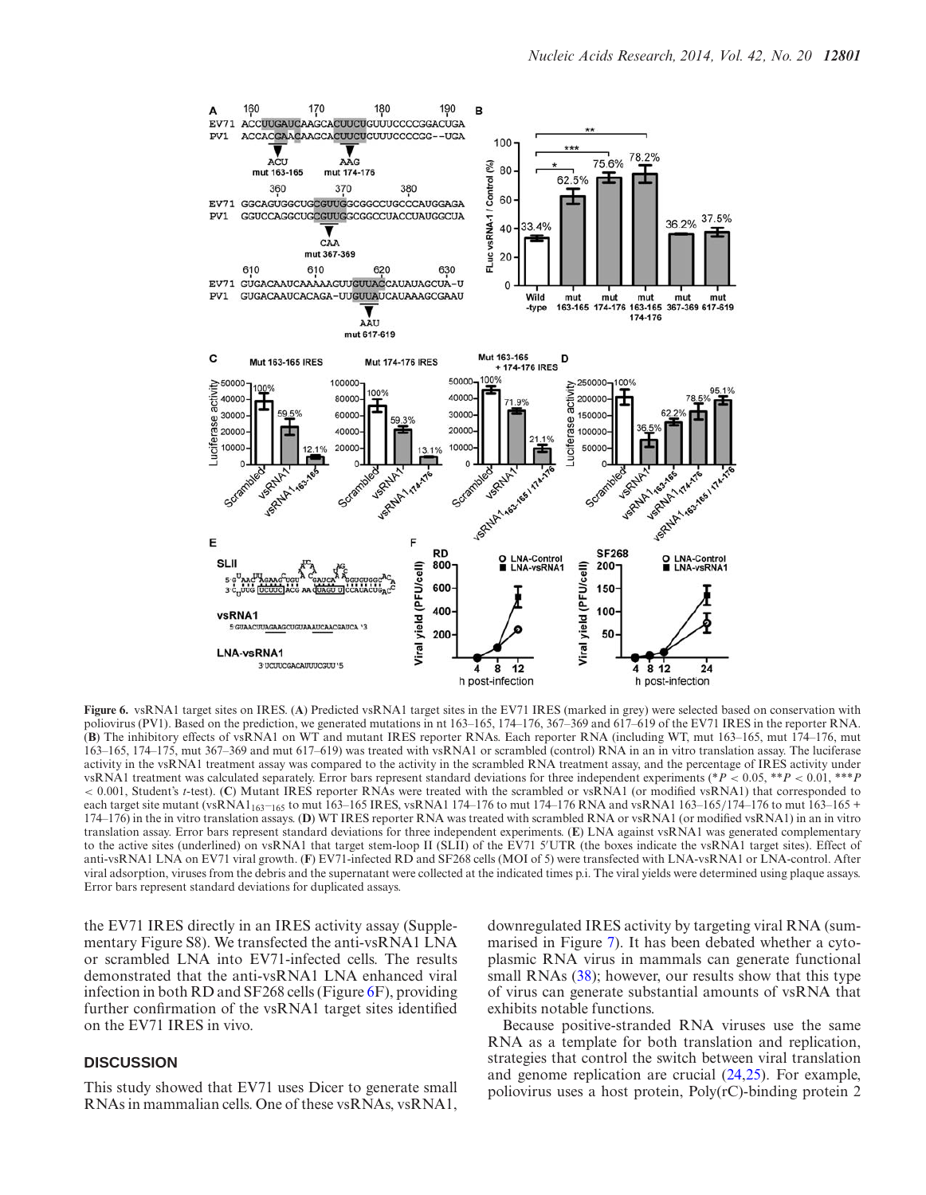**Figure 6.** vsRNA1 target sites on IRES. (**A**) Predicted vsRNA1 target sites in the EV71 IRES (marked in grey) were selected based on conservation with poliovirus (PV1). Based on the prediction, we generated mutations in nt 163–165, 174–176, 367–369 and 617–619 of the EV71 IRES in the reporter RNA. (**B**) The inhibitory effects of vsRNA1 on WT and mutant IRES reporter RNAs. Each reporter RNA (including WT, mut 163–165, mut 174–176, mut 163–165, 174–175, mut 367–369 and mut 617–619) was treated with vsRNA1 or scrambled (control) RNA in an in vitro translation assay. The luciferase activity in the vsRNA1 treatment assay was compared to the activity in the scrambled RNA treatment assay, and the percentage of IRES activity under vsRNA1 treatment was calculated separately. Error bars represent standard deviations for three independent experiments (*$P < 0.05$, **$P < 0.01$, ***$P < 0.001$, Student's *t*-test). (**C**) Mutant IRES reporter RNAs were treated with the scrambled or vsRNA1 (or modified vsRNA1) that corresponded to each target site mutant (vsRNA1$_{163–165}$ to mut 163–165 IRES, vsRNA1 174–176 to mut 174–176 RNA and vsRNA1 163–165/174–176 to mut 163–165 + 174–176) in the in vitro translation assays. (**D**) WT IRES reporter RNA was treated with scrambled RNA or vsRNA1 (or modified vsRNA1) in an in vitro translation assay. Error bars represent standard deviations for three independent experiments. (**E**) LNA against vsRNA1 was generated complementary to the active sites (underlined) on vsRNA1 that target stem-loop II (SLII) of the EV71 5′UTR (the boxes indicate the vsRNA1 target sites). Effect of anti-vsRNA1 LNA on EV71 viral growth. (**F**) EV71-infected RD and SF268 cells (MOI of 5) were transfected with LNA-vsRNA1 or LNA-control. After viral adsorption, viruses from the debris and the supernatant were collected at the indicated times p.i. The viral yields were determined using plaque assays. Error bars represent standard deviations for duplicated assays.

the EV71 IRES directly in an IRES activity assay (Supplementary Figure S8). We transfected the anti-vsRNA1 LNA or scrambled LNA into EV71-infected cells. The results demonstrated that the anti-vsRNA1 LNA enhanced viral infection in both RD and SF268 cells (Figure 6F), providing further confirmation of the vsRNA1 target sites identified on the EV71 IRES in vivo.

## DISCUSSION

This study showed that EV71 uses Dicer to generate small RNAs in mammalian cells. One of these vsRNAs, vsRNA1, downregulated IRES activity by targeting viral RNA (summarised in Figure 7). It has been debated whether a cytoplasmic RNA virus in mammals can generate functional small RNAs (38); however, our results show that this type of virus can generate substantial amounts of vsRNA that exhibits notable functions.

Because positive-stranded RNA viruses use the same RNA as a template for both translation and replication, strategies that control the switch between viral translation and genome replication are crucial (24,25). For example, poliovirus uses a host protein, Poly(rC)-binding protein 2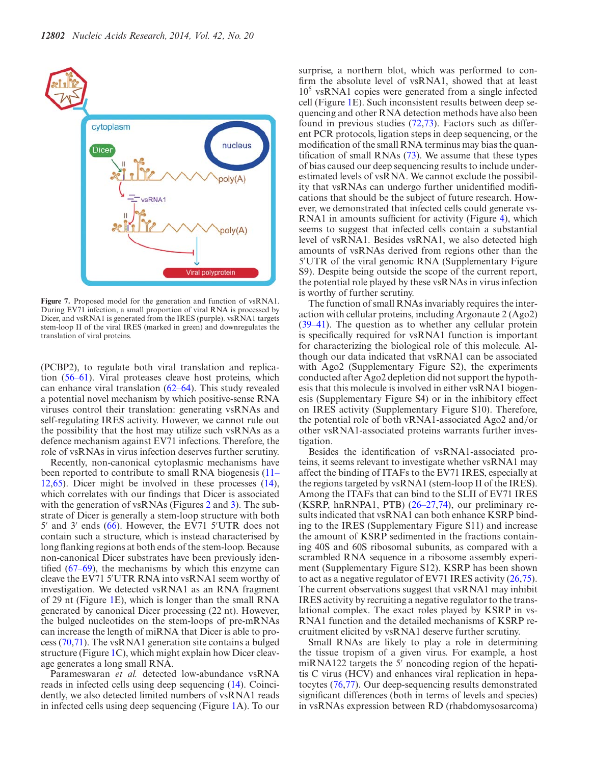Figure 7. Proposed model for the generation and function of vsRNA1. During EV71 infection, a small proportion of viral RNA is processed by Dicer, and vsRNA1 is generated from the IRES (purple). vsRNA1 targets stem-loop II of the viral IRES (marked in green) and downregulates the translation of viral proteins.

(PCBP2), to regulate both viral translation and replication (56–61). Viral proteases cleave host proteins, which can enhance viral translation (62–64). This study revealed a potential novel mechanism by which positive-sense RNA viruses control their translation: generating vsRNAs and self-regulating IRES activity. However, we cannot rule out the possibility that the host may utilize such vsRNAs as a defence mechanism against EV71 infections. Therefore, the role of vsRNAs in virus infection deserves further scrutiny.

Recently, non-canonical cytoplasmic mechanisms have been reported to contribute to small RNA biogenesis (11–12,65). Dicer might be involved in these processes (14), which correlates with our findings that Dicer is associated with the generation of vsRNAs (Figures 2 and 3). The substrate of Dicer is generally a stem-loop structure with both 5′ and 3′ ends (66). However, the EV71 5′UTR does not contain such a structure, which is instead characterised by long flanking regions at both ends of the stem-loop. Because non-canonical Dicer substrates have been previously identified (67–69), the mechanisms by which this enzyme can cleave the EV71 5′UTR RNA into vsRNA1 seem worthy of investigation. We detected vsRNA1 as an RNA fragment of 29 nt (Figure 1E), which is longer than the small RNA generated by canonical Dicer processing (22 nt). However, the bulged nucleotides on the stem-loops of pre-mRNAs can increase the length of miRNA that Dicer is able to process (70,71). The vsRNA1 generation site contains a bulged structure (Figure 1C), which might explain how Dicer cleavage generates a long small RNA.

Parameswaran *et al.* detected low-abundance vsRNA reads in infected cells using deep sequencing (14). Coincidently, we also detected limited numbers of vsRNA1 reads in infected cells using deep sequencing (Figure 1A). To our surprise, a northern blot, which was performed to confirm the absolute level of vsRNA1, showed that at least $10^5$ vsRNA1 copies were generated from a single infected cell (Figure 1E). Such inconsistent results between deep sequencing and other RNA detection methods have also been found in previous studies (72,73). Factors such as different PCR protocols, ligation steps in deep sequencing, or the modification of the small RNA terminus may bias the quantification of small RNAs (73). We assume that these types of bias caused our deep sequencing results to include underestimated levels of vsRNA. We cannot exclude the possibility that vsRNA1 can undergo further unidentified modifications that should be the subject of future research. However, we demonstrated that infected cells could generate vsRNA1 in amounts sufficient for activity (Figure 4), which seems to suggest that infected cells contain a substantial level of vsRNA1. Besides vsRNA1, we also detected high amounts of vsRNAs derived from regions other than the 5′UTR of the viral genomic RNA (Supplementary Figure S9). Despite being outside the scope of the current report, the potential role played by these vsRNAs in virus infection is worthy of further scrutiny.

The function of small RNAs invariably requires the interaction with cellular proteins, including Argonaute 2 (Ago2) (39–41). The question as to whether any cellular protein is specifically required for vsRNA1 function is important for characterizing the biological role of this molecule. Although our data indicated that vsRNA1 can be associated with Ago2 (Supplementary Figure S2), the experiments conducted after Ago2 depletion did not support the hypothesis that this molecule is involved in either vsRNA1 biogenesis (Supplementary Figure S4) or in the inhibitory effect on IRES activity (Supplementary Figure S10). Therefore, the potential role of both vRNA1-associated Ago2 and/or other vsRNA1-associated proteins warrants further investigation.

Besides the identification of vsRNA1-associated proteins, it seems relevant to investigate whether vsRNA1 may affect the binding of ITAFs to the EV71 IRES, especially at the regions targeted by vsRNA1 (stem-loop II of the IRES). Among the ITAFs that can bind to the SLII of EV71 IRES (KSRP, hnRNPA1, PTB) (26–27,74), our preliminary results indicated that vsRNA1 can both enhance KSRP binding to the IRES (Supplementary Figure S11) and increase the amount of KSRP sedimented in the fractions containing 40S and 60S ribosomal subunits, as compared with a scrambled RNA sequence in a ribosome assembly experiment (Supplementary Figure S12). KSRP has been shown to act as a negative regulator of EV71 IRES activity (26,75). The current observations suggest that vsRNA1 may inhibit IRES activity by recruiting a negative regulator to the translational complex. The exact roles played by KSRP in vsRNA1 function and the detailed mechanisms of KSRP recruitment elicited by vsRNA1 deserve further scrutiny.

Small RNAs are likely to play a role in determining the tissue tropism of a given virus. For example, a host miRNA122 targets the 5′ noncoding region of the hepatitis C virus (HCV) and enhances viral replication in hepatocytes (76,77). Our deep-sequencing results demonstrated significant differences (both in terms of levels and species) in vsRNAs expression between RD (rhabdomysosarcoma)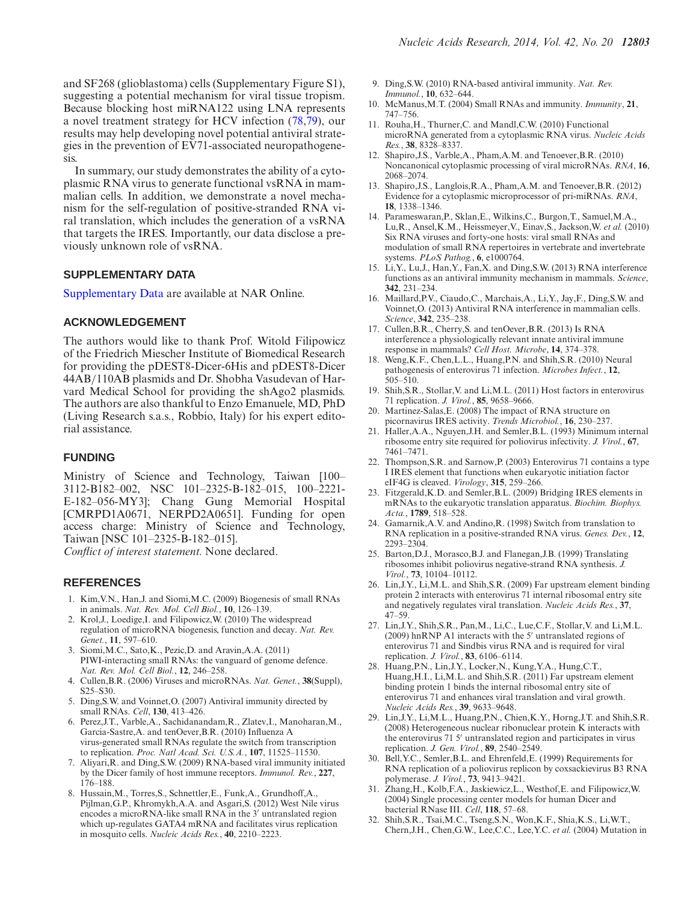and SF268 (glioblastoma) cells (Supplementary Figure S1), suggesting a potential mechanism for viral tissue tropism. Because blocking host miRNA122 using LNA represents a novel treatment strategy for HCV infection (78,79), our results may help developing novel potential antiviral strategies in the prevention of EV71-associated neuropathogenesis.

In summary, our study demonstrates the ability of a cytoplasmic RNA virus to generate functional vsRNA in mammalian cells. In addition, we demonstrate a novel mechanism for the self-regulation of positive-stranded RNA viral translation, which includes the generation of a vsRNA that targets the IRES. Importantly, our data disclose a previously unknown role of vsRNA.

## SUPPLEMENTARY DATA

Supplementary Data are available at NAR Online.

## ACKNOWLEDGEMENT

The authors would like to thank Prof. Witold Filipowicz of the Friedrich Miescher Institute of Biomedical Research for providing the pDEST8-Dicer-6His and pDEST8-Dicer 44AB/110AB plasmids and Dr. Shobha Vasudevan of Harvard Medical School for providing the shAgo2 plasmids. The authors are also thankful to Enzo Emanuele, MD, PhD (Living Research s.a.s., Robbio, Italy) for his expert editorial assistance.

## FUNDING

Ministry of Science and Technology, Taiwan [100–3112-B182–002, NSC 101–2325-B-182–015, 100–2221-E-182–056-MY3]; Chang Gung Memorial Hospital [CMRPD1A0671, NERPD2A0651]. Funding for open access charge: Ministry of Science and Technology, Taiwan [NSC 101–2325-B-182–015].

*Conflict of interest statement.* None declared.

## REFERENCES

1. Kim,V.N., Han,J. and Siomi,M.C. (2009) Biogenesis of small RNAs in animals. *Nat. Rev. Mol. Cell Biol.*, **10**, 126–139.
2. Krol,J., Loedige,I. and Filipowicz,W. (2010) The widespread regulation of microRNA biogenesis, function and decay. *Nat. Rev. Genet.*, **11**, 597–610.
3. Siomi,M.C., Sato,K., Pezic,D. and Aravin,A.A. (2011) PIWI-interacting small RNAs: the vanguard of genome defence. *Nat. Rev. Mol. Cell Biol.*, **12**, 246–258.
4. Cullen,B.R. (2006) Viruses and microRNAs. *Nat. Genet.*, **38**(Suppl), S25–S30.
5. Ding,S.W. and Voinnet,O. (2007) Antiviral immunity directed by small RNAs. *Cell*, **130**, 413–426.
6. Perez,J.T., Varble,A., Sachidanandam,R., Zlatev,I., Manoharan,M., Garcia-Sastre,A. and tenOever,B.R. (2010) Influenza A virus-generated small RNAs regulate the switch from transcription to replication. *Proc. Natl Acad. Sci. U.S.A.*, **107**, 11525–11530.
7. Aliyari,R. and Ding,S.W. (2009) RNA-based viral immunity initiated by the Dicer family of host immune receptors. *Immunol. Rev.*, **227**, 176–188.
8. Hussain,M., Torres,S., Schnettler,E., Funk,A., Grundhoff,A., Pijlman,G.P., Khromykh,A.A. and Asgari,S. (2012) West Nile virus encodes a microRNA-like small RNA in the 3′ untranslated region which up-regulates GATA4 mRNA and facilitates virus replication in mosquito cells. *Nucleic Acids Res.*, **40**, 2210–2223.
9. Ding,S.W. (2010) RNA-based antiviral immunity. *Nat. Rev. Immunol.*, **10**, 632–644.
10. McManus,M.T. (2004) Small RNAs and immunity. *Immunity*, **21**, 747–756.
11. Rouha,H., Thurner,C. and Mandl,C.W. (2010) Functional microRNA generated from a cytoplasmic RNA virus. *Nucleic Acids Res.*, **38**, 8328–8337.
12. Shapiro,J.S., Varble,A., Pham,A.M. and Tenoever,B.R. (2010) Noncanonical cytoplasmic processing of viral microRNAs. *RNA*, **16**, 2068–2074.
13. Shapiro,J.S., Langlois,R.A., Pham,A.M. and Tenoever,B.R. (2012) Evidence for a cytoplasmic microprocessor of pri-miRNAs. *RNA*, **18**, 1338–1346.
14. Parameswaran,P., Sklan,E., Wilkins,C., Burgon,T., Samuel,M.A., Lu,R., Ansel,K.M., Heissmeyer,V., Einav,S., Jackson,W. *et al.* (2010) Six RNA viruses and forty-one hosts: viral small RNAs and modulation of small RNA repertoires in vertebrate and invertebrate systems. *PLoS Pathog.*, **6**, e1000764.
15. Li,Y., Lu,J., Han,Y., Fan,X. and Ding,S.W. (2013) RNA interference functions as an antiviral immunity mechanism in mammals. *Science*, **342**, 231–234.
16. Maillard,P.V., Ciaudo,C., Marchais,A., Li,Y., Jay,F., Ding,S.W. and Voinnet,O. (2013) Antiviral RNA interference in mammalian cells. *Science*, **342**, 235–238.
17. Cullen,B.R., Cherry,S. and tenOever,B.R. (2013) Is RNA interference a physiologically relevant innate antiviral immune response in mammals? *Cell Host. Microbe*, **14**, 374–378.
18. Weng,K.F., Chen,L.L., Huang,P.N. and Shih,S.R. (2010) Neural pathogenesis of enterovirus 71 infection. *Microbes Infect.*, **12**, 505–510.
19. Shih,S.R., Stollar,V. and Li,M.L. (2011) Host factors in enterovirus 71 replication. *J. Virol.*, **85**, 9658–9666.
20. Martinez-Salas,E. (2008) The impact of RNA structure on picornavirus IRES activity. *Trends Microbiol.*, **16**, 230–237.
21. Haller,A.A., Nguyen,J.H. and Semler,B.L. (1993) Minimum internal ribosome entry site required for poliovirus infectivity. *J. Virol.*, **67**, 7461–7471.
22. Thompson,S.R. and Sarnow,P. (2003) Enterovirus 71 contains a type I IRES element that functions when eukaryotic initiation factor eIF4G is cleaved. *Virology*, **315**, 259–266.
23. Fitzgerald,K.D. and Semler,B.L. (2009) Bridging IRES elements in mRNAs to the eukaryotic translation apparatus. *Biochim. Biophys. Acta.*, **1789**, 518–528.
24. Gamarnik,A.V. and Andino,R. (1998) Switch from translation to RNA replication in a positive-stranded RNA virus. *Genes. Dev.*, **12**, 2293–2304.
25. Barton,D.J., Morasco,B.J. and Flanegan,J.B. (1999) Translating ribosomes inhibit poliovirus negative-strand RNA synthesis. *J. Virol.*, **73**, 10104–10112.
26. Lin,J.Y., Li,M.L. and Shih,S.R. (2009) Far upstream element binding protein 2 interacts with enterovirus 71 internal ribosomal entry site and negatively regulates viral translation. *Nucleic Acids Res.*, **37**, 47–59.
27. Lin,J.Y., Shih,S.R., Pan,M., Li,C., Lue,C.F., Stollar,V. and Li,M.L. (2009) hnRNP A1 interacts with the 5′ untranslated regions of enterovirus 71 and Sindbis virus RNA and is required for viral replication. *J. Virol.*, **83**, 6106–6114.
28. Huang,P.N., Lin,J.Y., Locker,N., Kung,Y.A., Hung,C.T., Huang,H.I., Li,M.L. and Shih,S.R. (2011) Far upstream element binding protein 1 binds the internal ribosomal entry site of enterovirus 71 and enhances viral translation and viral growth. *Nucleic Acids Res.*, **39**, 9633–9648.
29. Lin,J.Y., Li,M.L., Huang,P.N., Chien,K.Y., Horng,J.T. and Shih,S.R. (2008) Heterogeneous nuclear ribonuclear protein K interacts with the enterovirus 71 5′ untranslated region and participates in virus replication. *J. Gen. Virol.*, **89**, 2540–2549.
30. Bell,Y.C., Semler,B.L. and Ehrenfeld,E. (1999) Requirements for RNA replication of a poliovirus replicon by coxsackievirus B3 RNA polymerase. *J. Virol.*, **73**, 9413–9421.
31. Zhang,H., Kolb,F.A., Jaskiewicz,L., Westhof,E. and Filipowicz,W. (2004) Single processing center models for human Dicer and bacterial RNase III. *Cell*, **118**, 57–68.
32. Shih,S.R., Tsai,M.C., Tseng,S.N., Won,K.F., Shia,K.S., Li,W.T., Chern,J.H., Chen,G.W., Lee,C.C., Lee,Y.C. *et al.* (2004) Mutation in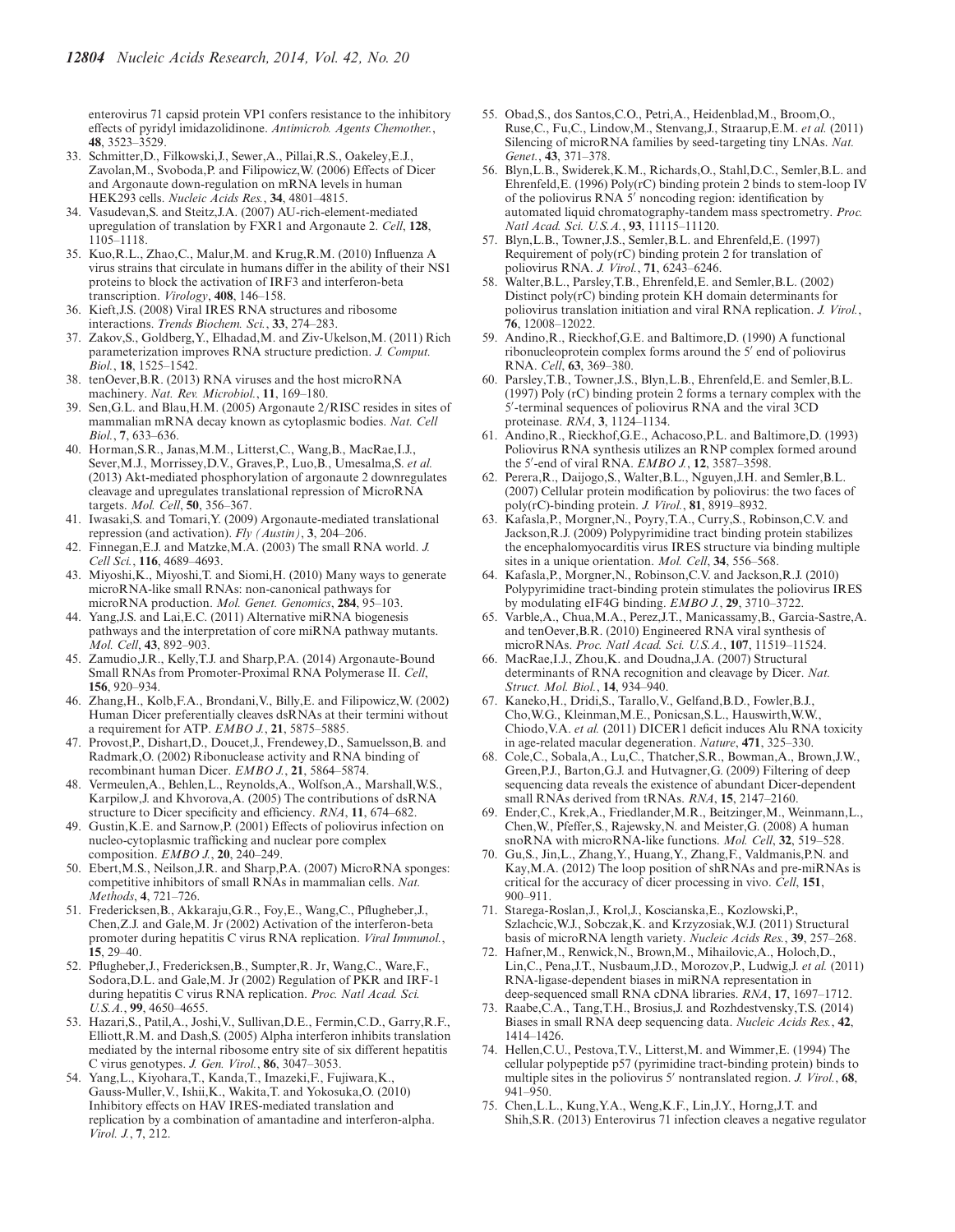enterovirus 71 capsid protein VP1 confers resistance to the inhibitory effects of pyridyl imidazolidinone. *Antimicrob. Agents Chemother.*, **48**, 3523–3529.

33. Schmitter,D., Filkowski,J., Sewer,A., Pillai,R.S., Oakeley,E.J., Zavolan,M., Svoboda,P. and Filipowicz,W. (2006) Effects of Dicer and Argonaute down-regulation on mRNA levels in human HEK293 cells. *Nucleic Acids Res.*, **34**, 4801–4815.
34. Vasudevan,S. and Steitz,J.A. (2007) AU-rich-element-mediated upregulation of translation by FXR1 and Argonaute 2. *Cell*, **128**, 1105–1118.
35. Kuo,R.L., Zhao,C., Malur,M. and Krug,R.M. (2010) Influenza A virus strains that circulate in humans differ in the ability of their NS1 proteins to block the activation of IRF3 and interferon-beta transcription. *Virology*, **408**, 146–158.
36. Kieft,J.S. (2008) Viral IRES RNA structures and ribosome interactions. *Trends Biochem. Sci.*, **33**, 274–283.
37. Zakov,S., Goldberg,Y., Elhadad,M. and Ziv-Ukelson,M. (2011) Rich parameterization improves RNA structure prediction. *J. Comput. Biol.*, **18**, 1525–1542.
38. tenOever,B.R. (2013) RNA viruses and the host microRNA machinery. *Nat. Rev. Microbiol.*, **11**, 169–180.
39. Sen,G.L. and Blau,H.M. (2005) Argonaute 2/RISC resides in sites of mammalian mRNA decay known as cytoplasmic bodies. *Nat. Cell Biol.*, **7**, 633–636.
40. Horman,S.R., Janas,M.M., Litterst,C., Wang,B., MacRae,I.J., Sever,M.J., Morrissey,D.V., Graves,P., Luo,B., Umesalma,S. *et al.* (2013) Akt-mediated phosphorylation of argonaute 2 downregulates cleavage and upregulates translational repression of MicroRNA targets. *Mol. Cell*, **50**, 356–367.
41. Iwasaki,S. and Tomari,Y. (2009) Argonaute-mediated translational repression (and activation). *Fly (Austin)*, **3**, 204–206.
42. Finnegan,E.J. and Matzke,M.A. (2003) The small RNA world. *J. Cell Sci.*, **116**, 4689–4693.
43. Miyoshi,K., Miyoshi,T. and Siomi,H. (2010) Many ways to generate microRNA-like small RNAs: non-canonical pathways for microRNA production. *Mol. Genet. Genomics*, **284**, 95–103.
44. Yang,J.S. and Lai,E.C. (2011) Alternative miRNA biogenesis pathways and the interpretation of core miRNA pathway mutants. *Mol. Cell*, **43**, 892–903.
45. Zamudio,J.R., Kelly,T.J. and Sharp,P.A. (2014) Argonaute-Bound Small RNAs from Promoter-Proximal RNA Polymerase II. *Cell*, **156**, 920–934.
46. Zhang,H., Kolb,F.A., Brondani,V., Billy,E. and Filipowicz,W. (2002) Human Dicer preferentially cleaves dsRNAs at their termini without a requirement for ATP. *EMBO J.*, **21**, 5875–5885.
47. Provost,P., Dishart,D., Doucet,J., Frendewey,D., Samuelsson,B. and Radmark,O. (2002) Ribonuclease activity and RNA binding of recombinant human Dicer. *EMBO J.*, **21**, 5864–5874.
48. Vermeulen,A., Behlen,L., Reynolds,A., Wolfson,A., Marshall,W.S., Karpilow,J. and Khvorova,A. (2005) The contributions of dsRNA structure to Dicer specificity and efficiency. *RNA*, **11**, 674–682.
49. Gustin,K.E. and Sarnow,P. (2001) Effects of poliovirus infection on nucleo-cytoplasmic trafficking and nuclear pore complex composition. *EMBO J.*, **20**, 240–249.
50. Ebert,M.S., Neilson,J.R. and Sharp,P.A. (2007) MicroRNA sponges: competitive inhibitors of small RNAs in mammalian cells. *Nat. Methods*, **4**, 721–726.
51. Fredericksen,B., Akkaraju,G.R., Foy,E., Wang,C., Pflugheber,J., Chen,Z.J. and Gale,M. Jr (2002) Activation of the interferon-beta promoter during hepatitis C virus RNA replication. *Viral Immunol.*, **15**, 29–40.
52. Pflugheber,J., Fredericksen,B., Sumpter,R. Jr, Wang,C., Ware,F., Sodora,D.L. and Gale,M. Jr (2002) Regulation of PKR and IRF-1 during hepatitis C virus RNA replication. *Proc. Natl Acad. Sci. U.S.A.*, **99**, 4650–4655.
53. Hazari,S., Patil,A., Joshi,V., Sullivan,D.E., Fermin,C.D., Garry,R.F., Elliott,R.M. and Dash,S. (2005) Alpha interferon inhibits translation mediated by the internal ribosome entry site of six different hepatitis C virus genotypes. *J. Gen. Virol.*, **86**, 3047–3053.
54. Yang,L., Kiyohara,T., Kanda,T., Imazeki,F., Fujiwara,K., Gauss-Muller,V., Ishii,K., Wakita,T. and Yokosuka,O. (2010) Inhibitory effects on HAV IRES-mediated translation and replication by a combination of amantadine and interferon-alpha. *Virol. J.*, **7**, 212.
55. Obad,S., dos Santos,C.O., Petri,A., Heidenblad,M., Broom,O., Ruse,C., Fu,C., Lindow,M., Stenvang,J., Straarup,E.M. *et al.* (2011) Silencing of microRNA families by seed-targeting tiny LNAs. *Nat. Genet.*, **43**, 371–378.
56. Blyn,L.B., Swiderek,K.M., Richards,O., Stahl,D.C., Semler,B.L. and Ehrenfeld,E. (1996) Poly(rC) binding protein 2 binds to stem-loop IV of the poliovirus RNA 5′ noncoding region: identification by automated liquid chromatography-tandem mass spectrometry. *Proc. Natl Acad. Sci. U.S.A.*, **93**, 11115–11120.
57. Blyn,L.B., Towner,J.S., Semler,B.L. and Ehrenfeld,E. (1997) Requirement of poly(rC) binding protein 2 for translation of poliovirus RNA. *J. Virol.*, **71**, 6243–6246.
58. Walter,B.L., Parsley,T.B., Ehrenfeld,E. and Semler,B.L. (2002) Distinct poly(rC) binding protein KH domain determinants for poliovirus translation initiation and viral RNA replication. *J. Virol.*, **76**, 12008–12022.
59. Andino,R., Rieckhof,G.E. and Baltimore,D. (1990) A functional ribonucleoprotein complex forms around the 5′ end of poliovirus RNA. *Cell*, **63**, 369–380.
60. Parsley,T.B., Towner,J.S., Blyn,L.B., Ehrenfeld,E. and Semler,B.L. (1997) Poly (rC) binding protein 2 forms a ternary complex with the 5′-terminal sequences of poliovirus RNA and the viral 3CD proteinase. *RNA*, **3**, 1124–1134.
61. Andino,R., Rieckhof,G.E., Achacoso,P.L. and Baltimore,D. (1993) Poliovirus RNA synthesis utilizes an RNP complex formed around the 5′-end of viral RNA. *EMBO J.*, **12**, 3587–3598.
62. Perera,R., Daijogo,S., Walter,B.L., Nguyen,J.H. and Semler,B.L. (2007) Cellular protein modification by poliovirus: the two faces of poly(rC)-binding protein. *J. Virol.*, **81**, 8919–8932.
63. Kafasla,P., Morgner,N., Poyry,T.A., Curry,S., Robinson,C.V. and Jackson,R.J. (2009) Polypyrimidine tract binding protein stabilizes the encephalomyocarditis virus IRES structure via binding multiple sites in a unique orientation. *Mol. Cell*, **34**, 556–568.
64. Kafasla,P., Morgner,N., Robinson,C.V. and Jackson,R.J. (2010) Polypyrimidine tract-binding protein stimulates the poliovirus IRES by modulating eIF4G binding. *EMBO J.*, **29**, 3710–3722.
65. Varble,A., Chua,M.A., Perez,J.T., Manicassamy,B., Garcia-Sastre,A. and tenOever,B.R. (2010) Engineered RNA viral synthesis of microRNAs. *Proc. Natl Acad. Sci. U.S.A.*, **107**, 11519–11524.
66. MacRae,I.J., Zhou,K. and Doudna,J.A. (2007) Structural determinants of RNA recognition and cleavage by Dicer. *Nat. Struct. Mol. Biol.*, **14**, 934–940.
67. Kaneko,H., Dridi,S., Tarallo,V., Gelfand,B.D., Fowler,B.J., Cho,W.G., Kleinman,M.E., Ponicsan,S.L., Hauswirth,W.W., Chiodo,V.A. *et al.* (2011) DICER1 deficit induces Alu RNA toxicity in age-related macular degeneration. *Nature*, **471**, 325–330.
68. Cole,C., Sobala,A., Lu,C., Thatcher,S.R., Bowman,A., Brown,J.W., Green,P.J., Barton,G.J. and Hutvagner,G. (2009) Filtering of deep sequencing data reveals the existence of abundant Dicer-dependent small RNAs derived from tRNAs. *RNA*, **15**, 2147–2160.
69. Ender,C., Krek,A., Friedlander,M.R., Beitzinger,M., Weinmann,L., Chen,W., Pfeffer,S., Rajewsky,N. and Meister,G. (2008) A human snoRNA with microRNA-like functions. *Mol. Cell*, **32**, 519–528.
70. Gu,S., Jin,L., Zhang,Y., Huang,Y., Zhang,F., Valdmanis,P.N. and Kay,M.A. (2012) The loop position of shRNAs and pre-miRNAs is critical for the accuracy of dicer processing in vivo. *Cell*, **151**, 900–911.
71. Starega-Roslan,J., Krol,J., Koscianska,E., Kozlowski,P., Szlachcic,W.J., Sobczak,K. and Krzyzosiak,W.J. (2011) Structural basis of microRNA length variety. *Nucleic Acids Res.*, **39**, 257–268.
72. Hafner,M., Renwick,N., Brown,M., Mihailovic,A., Holoch,D., Lin,C., Pena,J.T., Nusbaum,J.D., Morozov,P., Ludwig,J. *et al.* (2011) RNA-ligase-dependent biases in miRNA representation in deep-sequenced small RNA cDNA libraries. *RNA*, **17**, 1697–1712.
73. Raabe,C.A., Tang,T.H., Brosius,J. and Rozhdestvensky,T.S. (2014) Biases in small RNA deep sequencing data. *Nucleic Acids Res.*, **42**, 1414–1426.
74. Hellen,C.U., Pestova,T.V., Litterst,M. and Wimmer,E. (1994) The cellular polypeptide p57 (pyrimidine tract-binding protein) binds to multiple sites in the poliovirus 5′ nontranslated region. *J. Virol.*, **68**, 941–950.
75. Chen,L.L., Kung,Y.A., Weng,K.F., Lin,J.Y., Horng,J.T. and Shih,S.R. (2013) Enterovirus 71 infection cleaves a negative regulator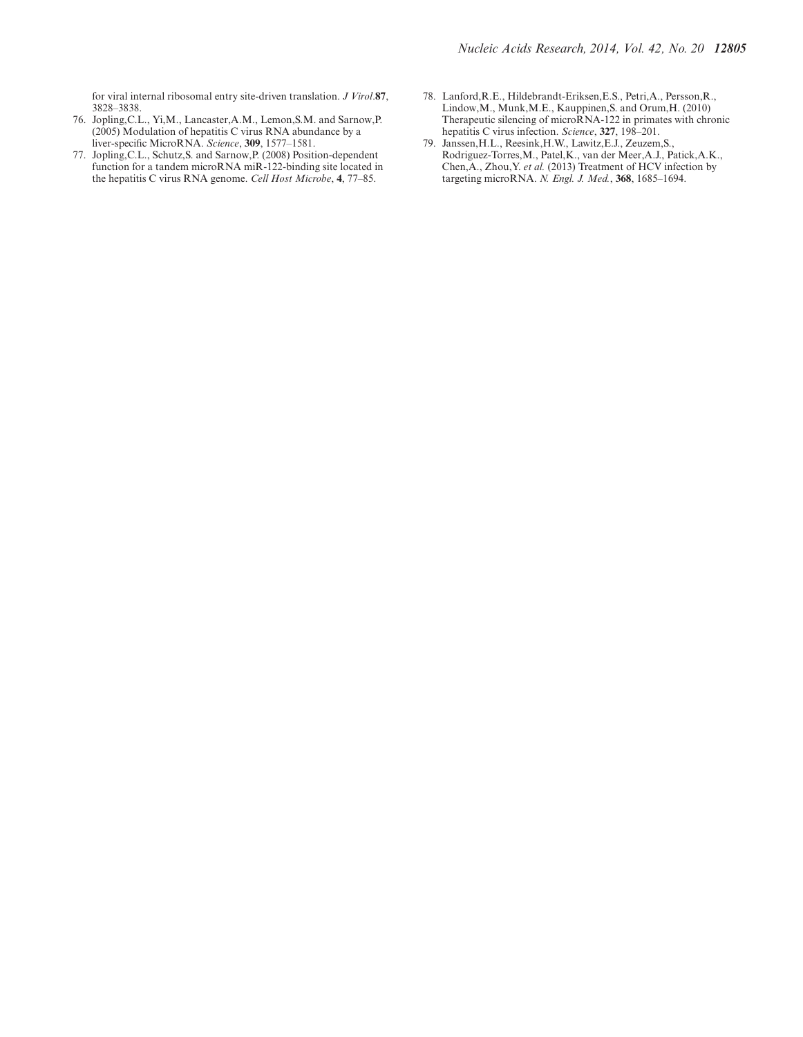for viral internal ribosomal entry site-driven translation. *J Virol*.**87**, 3828–3838.

76. Jopling,C.L., Yi,M., Lancaster,A.M., Lemon,S.M. and Sarnow,P. (2005) Modulation of hepatitis C virus RNA abundance by a liver-specific MicroRNA. *Science*, **309**, 1577–1581.
77. Jopling,C.L., Schutz,S. and Sarnow,P. (2008) Position-dependent function for a tandem microRNA miR-122-binding site located in the hepatitis C virus RNA genome. *Cell Host Microbe*, **4**, 77–85.
78. Lanford,R.E., Hildebrandt-Eriksen,E.S., Petri,A., Persson,R., Lindow,M., Munk,M.E., Kauppinen,S. and Orum,H. (2010) Therapeutic silencing of microRNA-122 in primates with chronic hepatitis C virus infection. *Science*, **327**, 198–201.
79. Janssen,H.L., Reesink,H.W., Lawitz,E.J., Zeuzem,S., Rodriguez-Torres,M., Patel,K., van der Meer,A.J., Patick,A.K., Chen,A., Zhou,Y. *et al.* (2013) Treatment of HCV infection by targeting microRNA. *N. Engl. J. Med.*, **368**, 1685–1694.